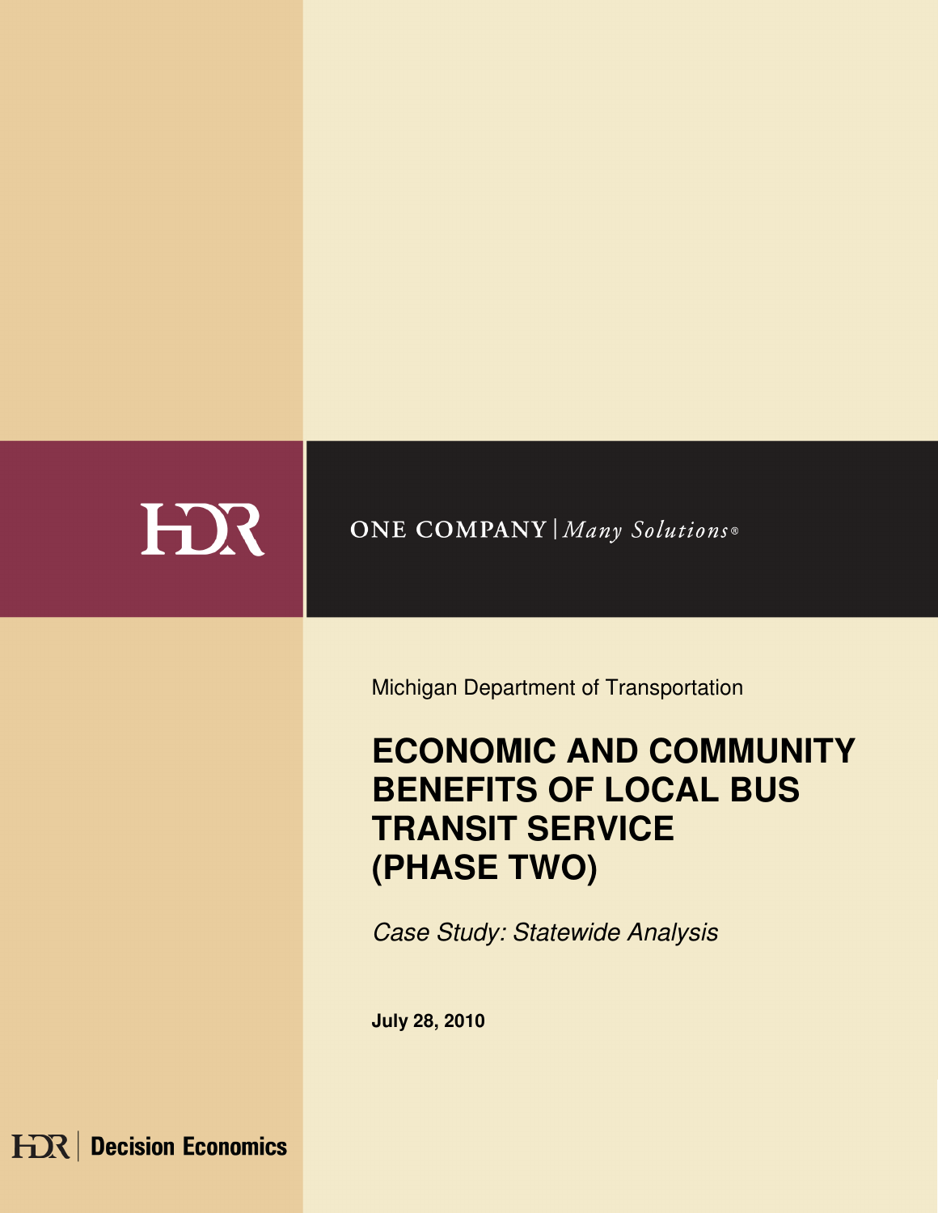HDR

ONE COMPANY | *Many Solutions*®

Michigan Department of Transportation

# ECONOMIC AND COMMUNITY BENEFITS OF LOCAL BUS TRANSIT SERVICE (PHASE TWO)

*Case Study: Statewide Analysis*

**July 28, 2010**

HDR | Decision Economics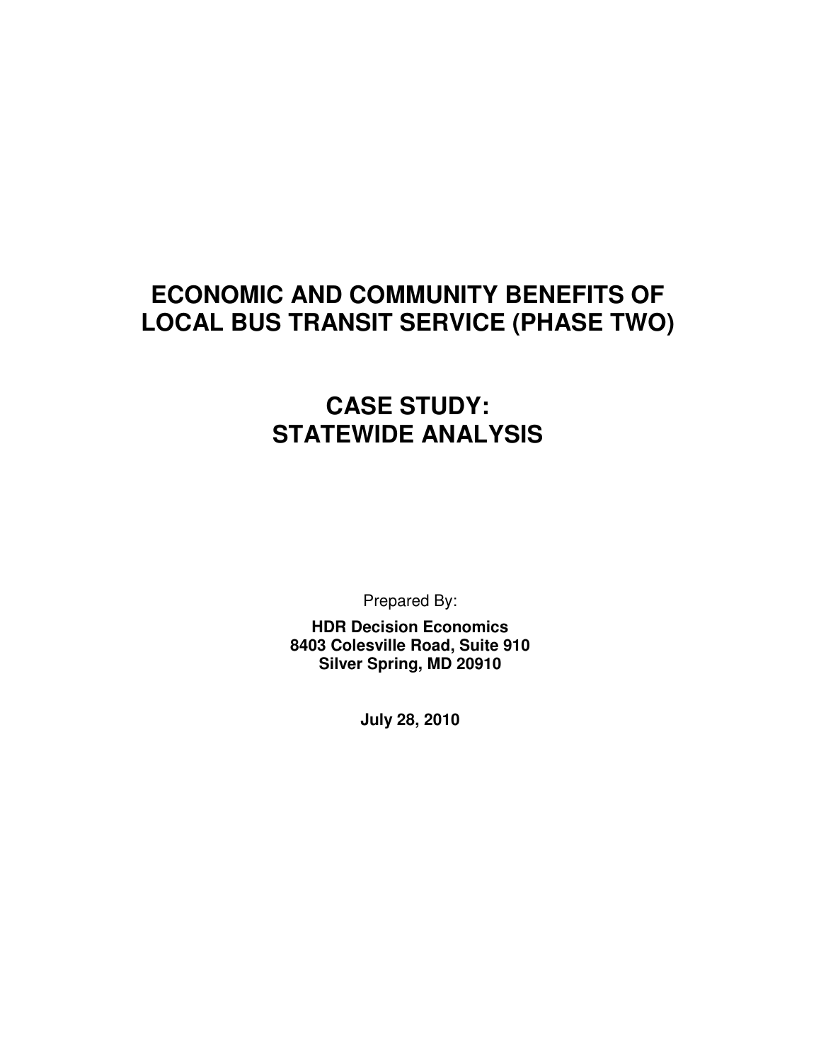# ECONOMIC AND COMMUNITY BENEFITS OF LOCAL BUS TRANSIT SERVICE (PHASE TWO)

# CASE STUDY: STATEWIDE ANALYSIS

Prepared By:

**HDR Decision Economics**
**8403 Colesville Road, Suite 910**
**Silver Spring, MD 20910**

**July 28, 2010**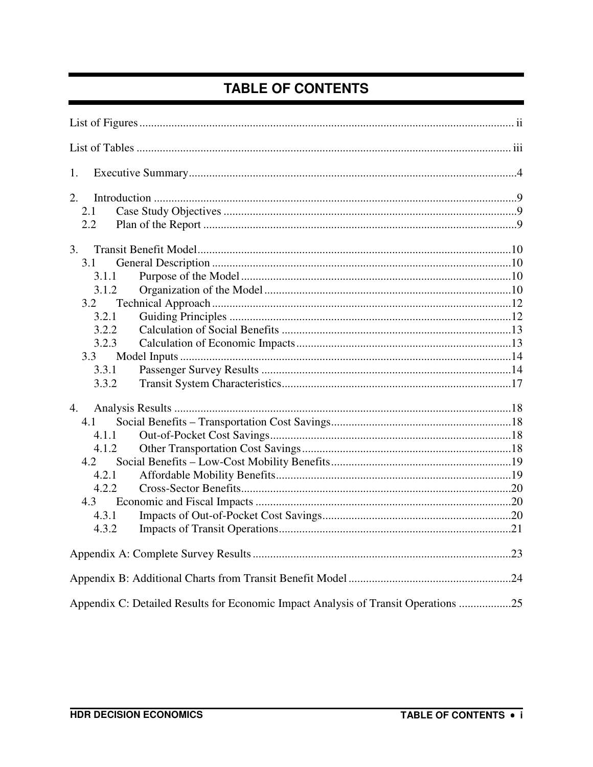# TABLE OF CONTENTS

List of Figures ..... ii

List of Tables ..... iii

1. Executive Summary ..... 4

2. Introduction ..... 9
   - 2.1 Case Study Objectives ..... 9
   - 2.2 Plan of the Report ..... 9

3. Transit Benefit Model ..... 10
   - 3.1 General Description ..... 10
     - 3.1.1 Purpose of the Model ..... 10
     - 3.1.2 Organization of the Model ..... 10
   - 3.2 Technical Approach ..... 12
     - 3.2.1 Guiding Principles ..... 12
     - 3.2.2 Calculation of Social Benefits ..... 13
     - 3.2.3 Calculation of Economic Impacts ..... 13
   - 3.3 Model Inputs ..... 14
     - 3.3.1 Passenger Survey Results ..... 14
     - 3.3.2 Transit System Characteristics ..... 17

4. Analysis Results ..... 18
   - 4.1 Social Benefits – Transportation Cost Savings ..... 18
     - 4.1.1 Out-of-Pocket Cost Savings ..... 18
     - 4.1.2 Other Transportation Cost Savings ..... 18
   - 4.2 Social Benefits – Low-Cost Mobility Benefits ..... 19
     - 4.2.1 Affordable Mobility Benefits ..... 19
     - 4.2.2 Cross-Sector Benefits ..... 20
   - 4.3 Economic and Fiscal Impacts ..... 20
     - 4.3.1 Impacts of Out-of-Pocket Cost Savings ..... 20
     - 4.3.2 Impacts of Transit Operations ..... 21

Appendix A: Complete Survey Results ..... 23

Appendix B: Additional Charts from Transit Benefit Model ..... 24

Appendix C: Detailed Results for Economic Impact Analysis of Transit Operations ..... 25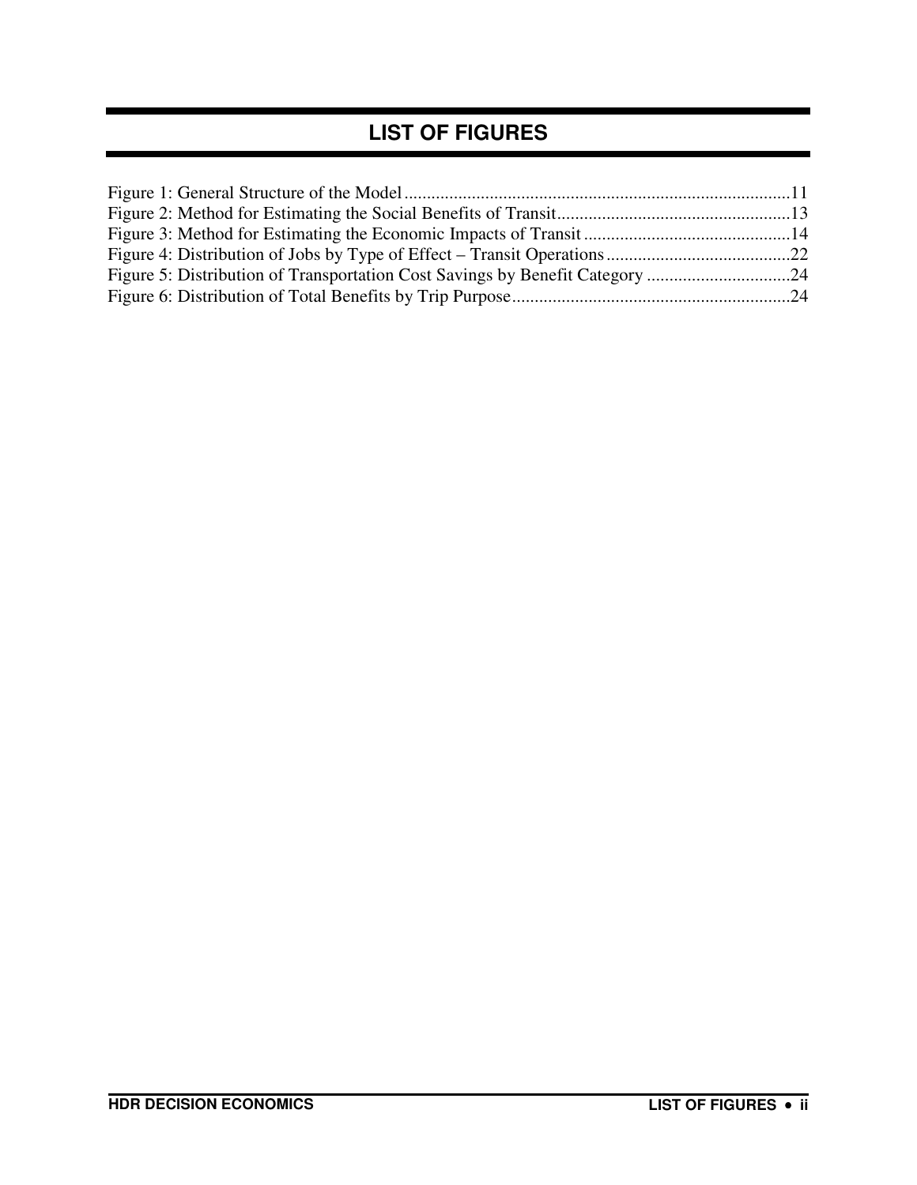# LIST OF FIGURES

Figure 1: General Structure of the Model......................................................................................11
Figure 2: Method for Estimating the Social Benefits of Transit....................................................13
Figure 3: Method for Estimating the Economic Impacts of Transit..............................................14
Figure 4: Distribution of Jobs by Type of Effect – Transit Operations.........................................22
Figure 5: Distribution of Transportation Cost Savings by Benefit Category ................................24
Figure 6: Distribution of Total Benefits by Trip Purpose.............................................................24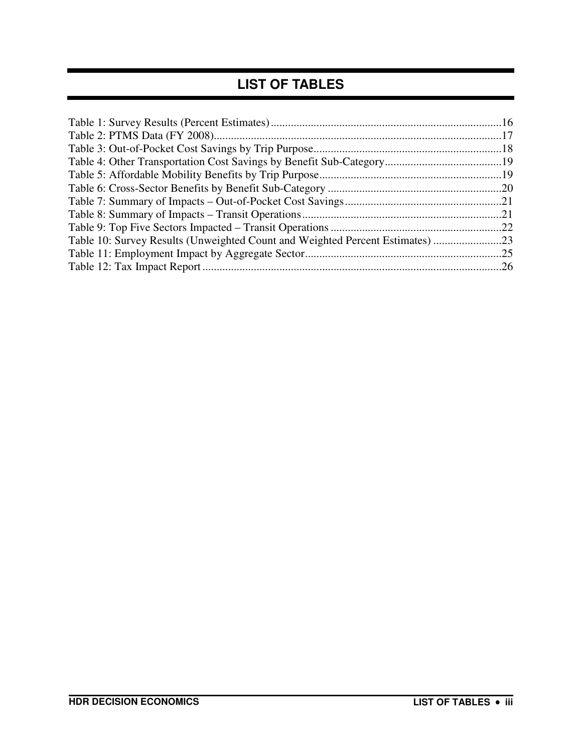# LIST OF TABLES

Table 1: Survey Results (Percent Estimates) ....16
Table 2: PTMS Data (FY 2008) ....17
Table 3: Out-of-Pocket Cost Savings by Trip Purpose ....18
Table 4: Other Transportation Cost Savings by Benefit Sub-Category ....19
Table 5: Affordable Mobility Benefits by Trip Purpose ....19
Table 6: Cross-Sector Benefits by Benefit Sub-Category ....20
Table 7: Summary of Impacts – Out-of-Pocket Cost Savings ....21
Table 8: Summary of Impacts – Transit Operations ....21
Table 9: Top Five Sectors Impacted – Transit Operations ....22
Table 10: Survey Results (Unweighted Count and Weighted Percent Estimates) ....23
Table 11: Employment Impact by Aggregate Sector ....25
Table 12: Tax Impact Report ....26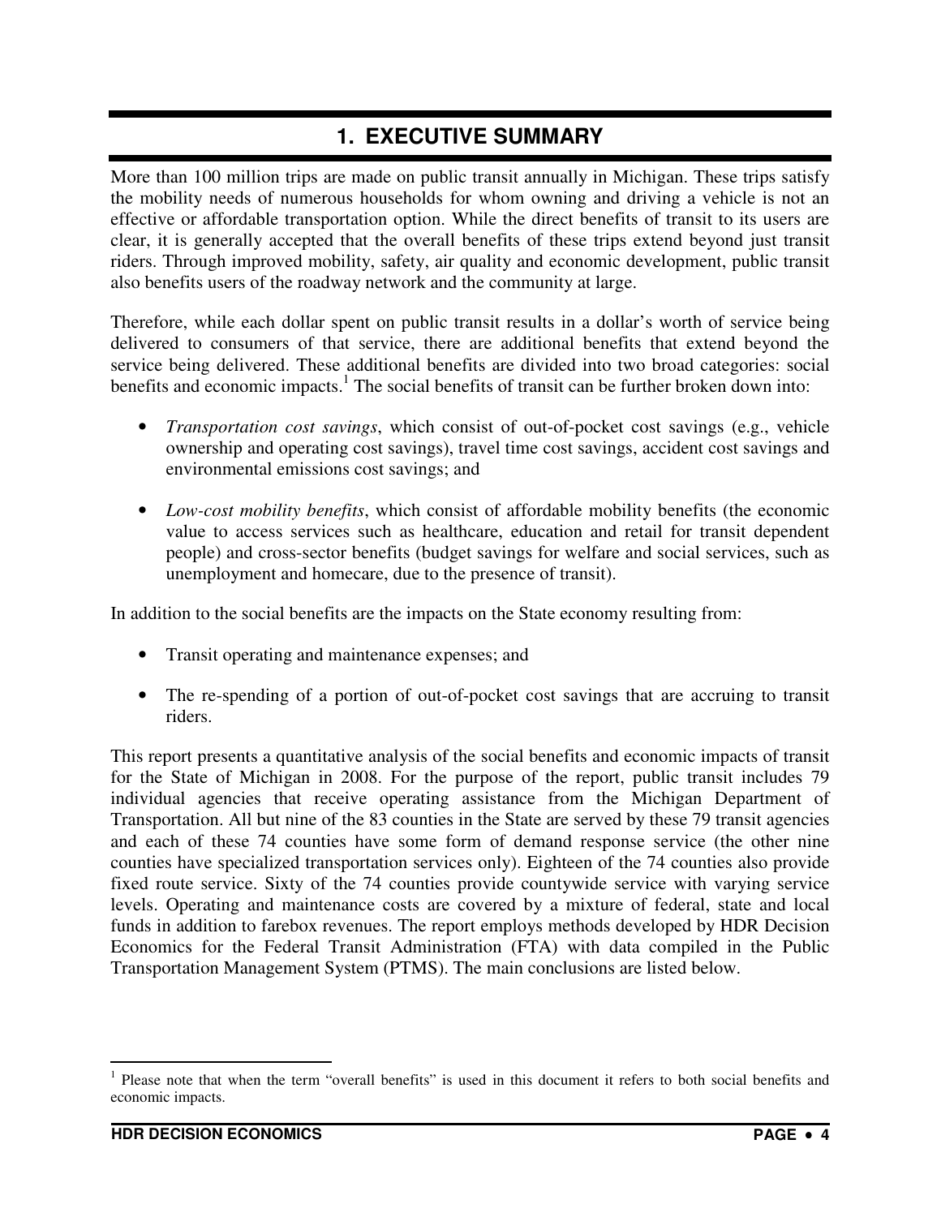# 1. EXECUTIVE SUMMARY

More than 100 million trips are made on public transit annually in Michigan. These trips satisfy the mobility needs of numerous households for whom owning and driving a vehicle is not an effective or affordable transportation option. While the direct benefits of transit to its users are clear, it is generally accepted that the overall benefits of these trips extend beyond just transit riders. Through improved mobility, safety, air quality and economic development, public transit also benefits users of the roadway network and the community at large.

Therefore, while each dollar spent on public transit results in a dollar's worth of service being delivered to consumers of that service, there are additional benefits that extend beyond the service being delivered. These additional benefits are divided into two broad categories: social benefits and economic impacts.[1] The social benefits of transit can be further broken down into:

- *Transportation cost savings*, which consist of out-of-pocket cost savings (e.g., vehicle ownership and operating cost savings), travel time cost savings, accident cost savings and environmental emissions cost savings; and
- *Low-cost mobility benefits*, which consist of affordable mobility benefits (the economic value to access services such as healthcare, education and retail for transit dependent people) and cross-sector benefits (budget savings for welfare and social services, such as unemployment and homecare, due to the presence of transit).

In addition to the social benefits are the impacts on the State economy resulting from:

- Transit operating and maintenance expenses; and
- The re-spending of a portion of out-of-pocket cost savings that are accruing to transit riders.

This report presents a quantitative analysis of the social benefits and economic impacts of transit for the State of Michigan in 2008. For the purpose of the report, public transit includes 79 individual agencies that receive operating assistance from the Michigan Department of Transportation. All but nine of the 83 counties in the State are served by these 79 transit agencies and each of these 74 counties have some form of demand response service (the other nine counties have specialized transportation services only). Eighteen of the 74 counties also provide fixed route service. Sixty of the 74 counties provide countywide service with varying service levels. Operating and maintenance costs are covered by a mixture of federal, state and local funds in addition to farebox revenues. The report employs methods developed by HDR Decision Economics for the Federal Transit Administration (FTA) with data compiled in the Public Transportation Management System (PTMS). The main conclusions are listed below.

[1] Please note that when the term "overall benefits" is used in this document it refers to both social benefits and economic impacts.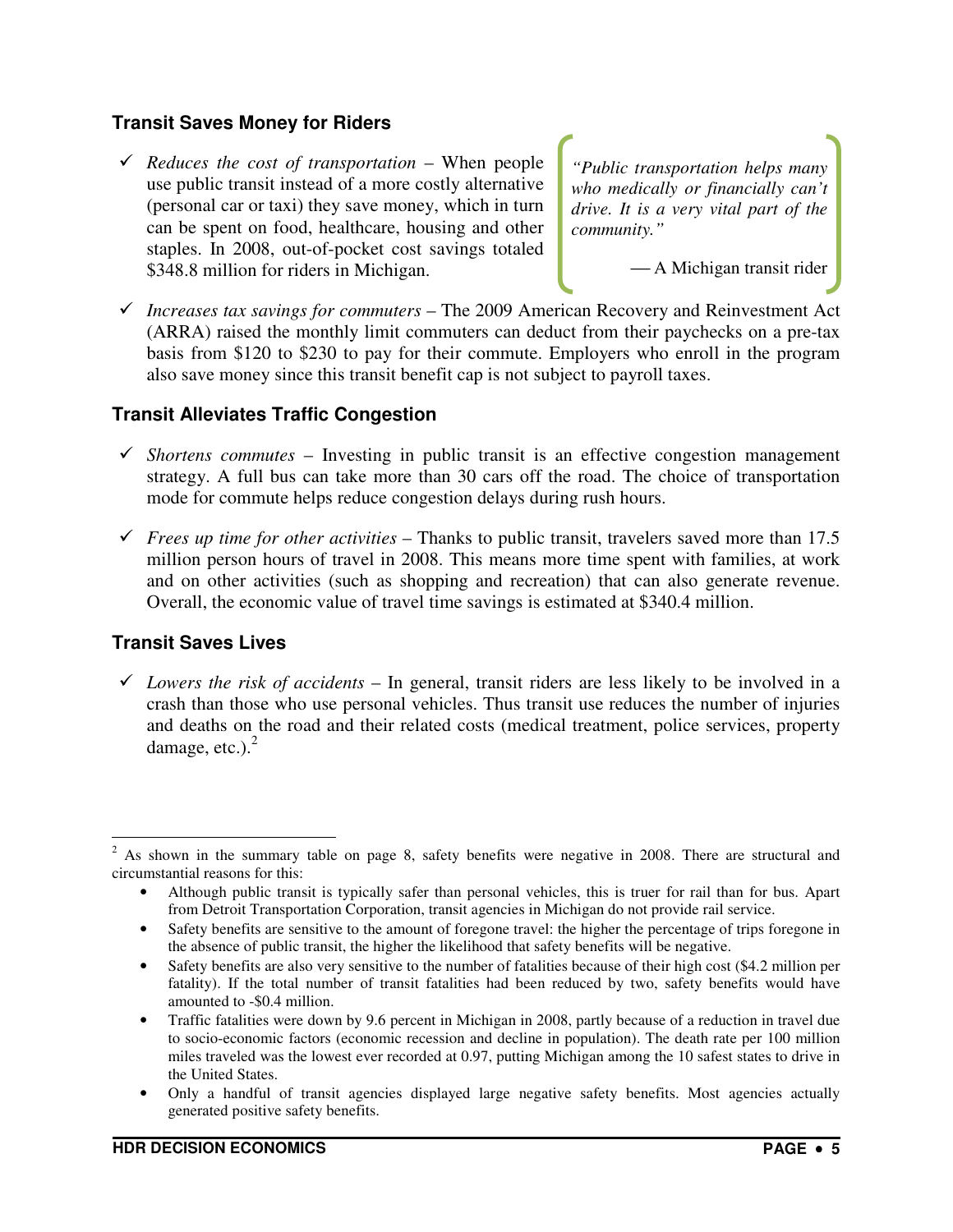### Transit Saves Money for Riders

- ✓ *Reduces the cost of transportation* – When people use public transit instead of a more costly alternative (personal car or taxi) they save money, which in turn can be spent on food, healthcare, housing and other staples. In 2008, out-of-pocket cost savings totaled $348.8 million for riders in Michigan.

> *"Public transportation helps many who medically or financially can't drive. It is a very vital part of the community."*
>
> — A Michigan transit rider

- ✓ *Increases tax savings for commuters* – The 2009 American Recovery and Reinvestment Act (ARRA) raised the monthly limit commuters can deduct from their paychecks on a pre-tax basis from $120 to $230 to pay for their commute. Employers who enroll in the program also save money since this transit benefit cap is not subject to payroll taxes.

### Transit Alleviates Traffic Congestion

- ✓ *Shortens commutes* – Investing in public transit is an effective congestion management strategy. A full bus can take more than 30 cars off the road. The choice of transportation mode for commute helps reduce congestion delays during rush hours.

- ✓ *Frees up time for other activities* – Thanks to public transit, travelers saved more than 17.5 million person hours of travel in 2008. This means more time spent with families, at work and on other activities (such as shopping and recreation) that can also generate revenue. Overall, the economic value of travel time savings is estimated at $340.4 million.

### Transit Saves Lives

- ✓ *Lowers the risk of accidents* – In general, transit riders are less likely to be involved in a crash than those who use personal vehicles. Thus transit use reduces the number of injuries and deaths on the road and their related costs (medical treatment, police services, property damage, etc.).[2]

---

[2] As shown in the summary table on page 8, safety benefits were negative in 2008. There are structural and circumstantial reasons for this:

- Although public transit is typically safer than personal vehicles, this is truer for rail than for bus. Apart from Detroit Transportation Corporation, transit agencies in Michigan do not provide rail service.
- Safety benefits are sensitive to the amount of foregone travel: the higher the percentage of trips foregone in the absence of public transit, the higher the likelihood that safety benefits will be negative.
- Safety benefits are also very sensitive to the number of fatalities because of their high cost ($4.2 million per fatality). If the total number of transit fatalities had been reduced by two, safety benefits would have amounted to -$0.4 million.
- Traffic fatalities were down by 9.6 percent in Michigan in 2008, partly because of a reduction in travel due to socio-economic factors (economic recession and decline in population). The death rate per 100 million miles traveled was the lowest ever recorded at 0.97, putting Michigan among the 10 safest states to drive in the United States.
- Only a handful of transit agencies displayed large negative safety benefits. Most agencies actually generated positive safety benefits.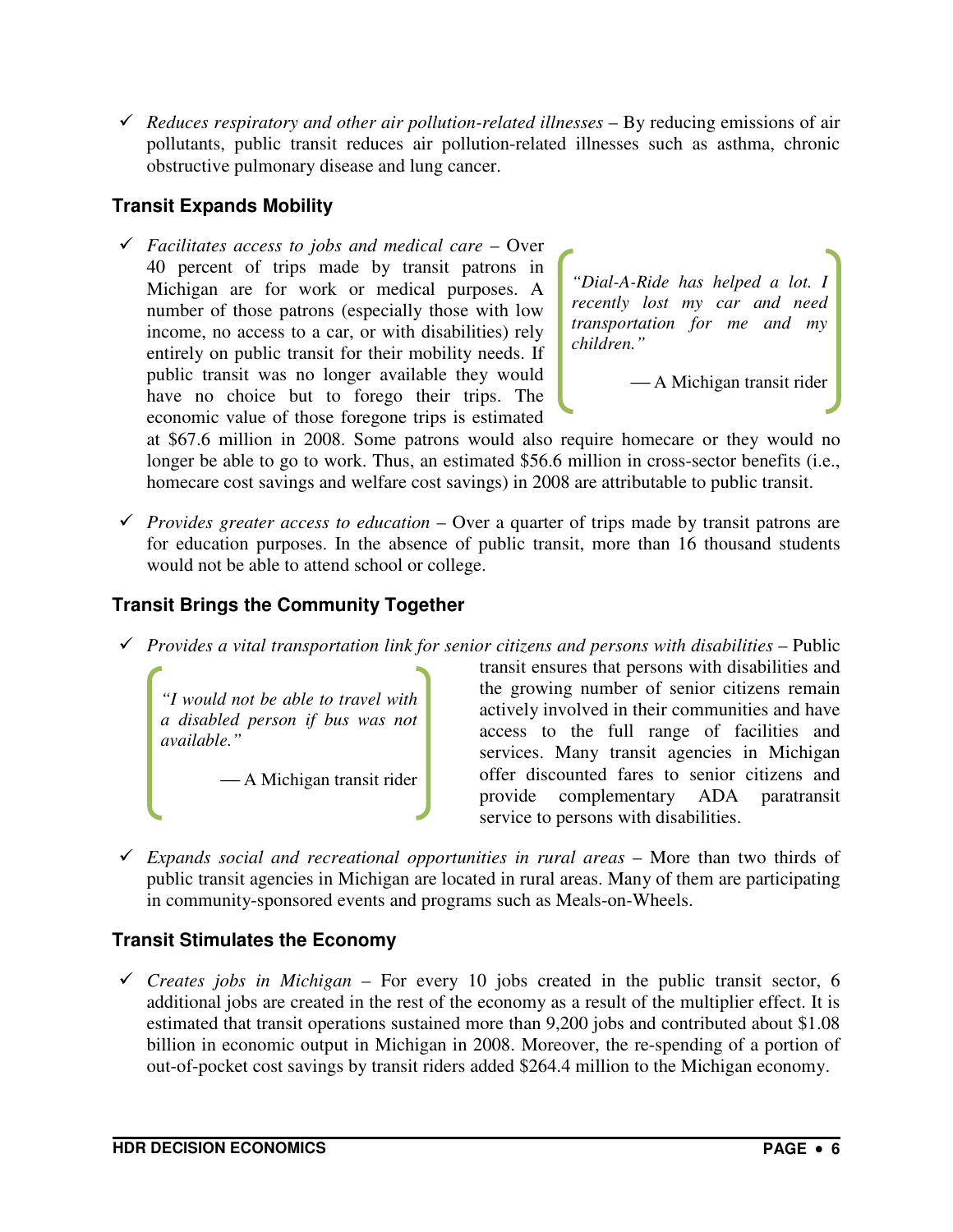- ✓ *Reduces respiratory and other air pollution-related illnesses* – By reducing emissions of air pollutants, public transit reduces air pollution-related illnesses such as asthma, chronic obstructive pulmonary disease and lung cancer.

### Transit Expands Mobility

- ✓ *Facilitates access to jobs and medical care* – Over 40 percent of trips made by transit patrons in Michigan are for work or medical purposes. A number of those patrons (especially those with low income, no access to a car, or with disabilities) rely entirely on public transit for their mobility needs. If public transit was no longer available they would have no choice but to forego their trips. The economic value of those foregone trips is estimated at $67.6 million in 2008. Some patrons would also require homecare or they would no longer be able to go to work. Thus, an estimated $56.6 million in cross-sector benefits (i.e., homecare cost savings and welfare cost savings) in 2008 are attributable to public transit.

> *"Dial-A-Ride has helped a lot. I recently lost my car and need transportation for me and my children."*
>
> — A Michigan transit rider

- ✓ *Provides greater access to education* – Over a quarter of trips made by transit patrons are for education purposes. In the absence of public transit, more than 16 thousand students would not be able to attend school or college.

### Transit Brings the Community Together

- ✓ *Provides a vital transportation link for senior citizens and persons with disabilities* – Public transit ensures that persons with disabilities and the growing number of senior citizens remain actively involved in their communities and have access to the full range of facilities and services. Many transit agencies in Michigan offer discounted fares to senior citizens and provide complementary ADA paratransit service to persons with disabilities.

> *"I would not be able to travel with a disabled person if bus was not available."*
>
> — A Michigan transit rider

- ✓ *Expands social and recreational opportunities in rural areas* – More than two thirds of public transit agencies in Michigan are located in rural areas. Many of them are participating in community-sponsored events and programs such as Meals-on-Wheels.

### Transit Stimulates the Economy

- ✓ *Creates jobs in Michigan* – For every 10 jobs created in the public transit sector, 6 additional jobs are created in the rest of the economy as a result of the multiplier effect. It is estimated that transit operations sustained more than 9,200 jobs and contributed about $1.08 billion in economic output in Michigan in 2008. Moreover, the re-spending of a portion of out-of-pocket cost savings by transit riders added $264.4 million to the Michigan economy.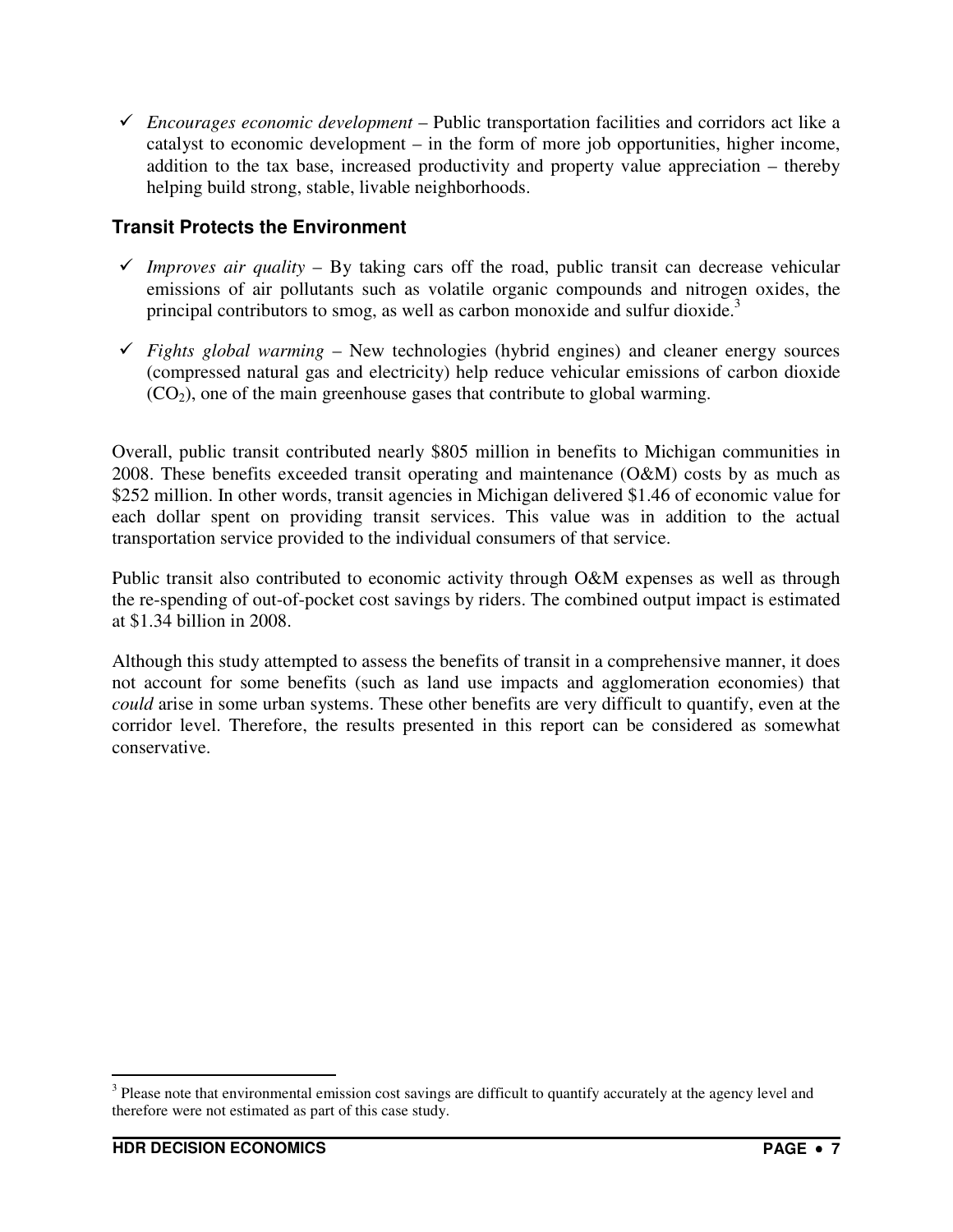- ✓ *Encourages economic development* – Public transportation facilities and corridors act like a catalyst to economic development – in the form of more job opportunities, higher income, addition to the tax base, increased productivity and property value appreciation – thereby helping build strong, stable, livable neighborhoods.

### Transit Protects the Environment

- ✓ *Improves air quality* – By taking cars off the road, public transit can decrease vehicular emissions of air pollutants such as volatile organic compounds and nitrogen oxides, the principal contributors to smog, as well as carbon monoxide and sulfur dioxide.[3]

- ✓ *Fights global warming* – New technologies (hybrid engines) and cleaner energy sources (compressed natural gas and electricity) help reduce vehicular emissions of carbon dioxide ($CO_2$), one of the main greenhouse gases that contribute to global warming.

Overall, public transit contributed nearly $805 million in benefits to Michigan communities in 2008. These benefits exceeded transit operating and maintenance (O&M) costs by as much as $252 million. In other words, transit agencies in Michigan delivered $1.46 of economic value for each dollar spent on providing transit services. This value was in addition to the actual transportation service provided to the individual consumers of that service.

Public transit also contributed to economic activity through O&M expenses as well as through the re-spending of out-of-pocket cost savings by riders. The combined output impact is estimated at $1.34 billion in 2008.

Although this study attempted to assess the benefits of transit in a comprehensive manner, it does not account for some benefits (such as land use impacts and agglomeration economies) that *could* arise in some urban systems. These other benefits are very difficult to quantify, even at the corridor level. Therefore, the results presented in this report can be considered as somewhat conservative.

---

[3] Please note that environmental emission cost savings are difficult to quantify accurately at the agency level and therefore were not estimated as part of this case study.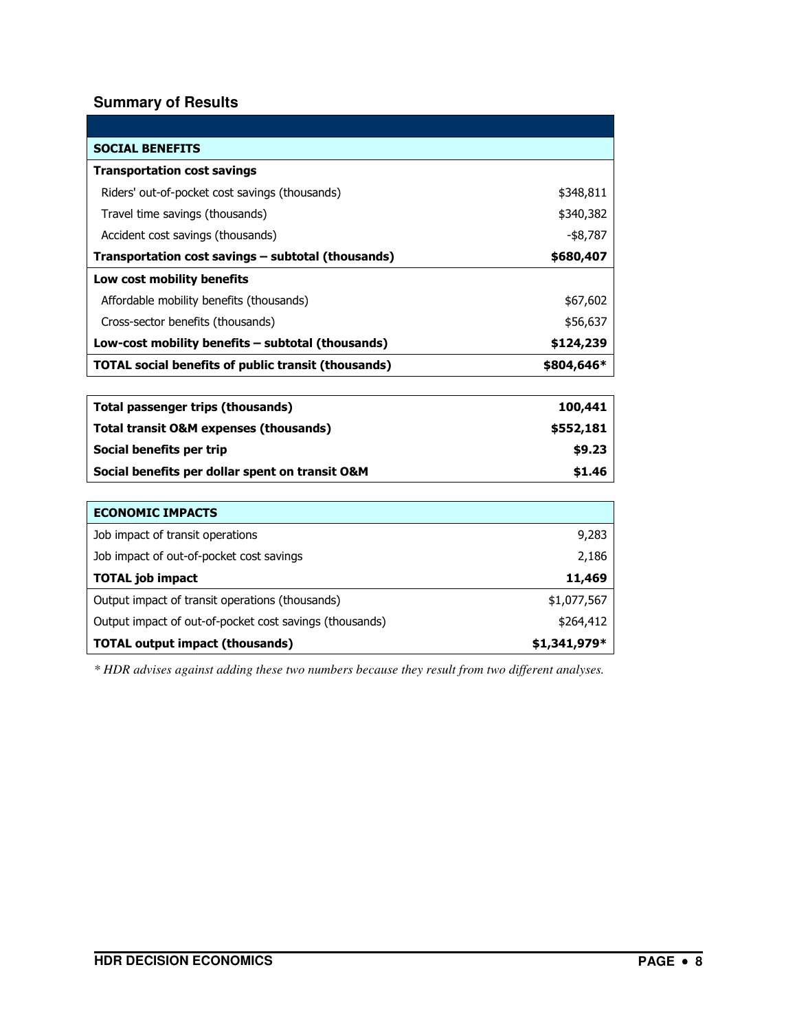## Summary of Results

| | |
|---|---|
| **SOCIAL BENEFITS** | |
| **Transportation cost savings** | |
| Riders' out-of-pocket cost savings (thousands) | $348,811 |
| Travel time savings (thousands) | $340,382 |
| Accident cost savings (thousands) | -$8,787 |
| **Transportation cost savings – subtotal (thousands)** | **$680,407** |
| **Low cost mobility benefits** | |
| Affordable mobility benefits (thousands) | $67,602 |
| Cross-sector benefits (thousands) | $56,637 |
| **Low-cost mobility benefits – subtotal (thousands)** | **$124,239** |
| **TOTAL social benefits of public transit (thousands)** | **$804,646*** |

| | |
|---|---|
| **Total passenger trips (thousands)** | **100,441** |
| **Total transit O&M expenses (thousands)** | **$552,181** |
| **Social benefits per trip** | **$9.23** |
| **Social benefits per dollar spent on transit O&M** | **$1.46** |

| **ECONOMIC IMPACTS** | |
|---|---|
| Job impact of transit operations | 9,283 |
| Job impact of out-of-pocket cost savings | 2,186 |
| **TOTAL job impact** | **11,469** |
| Output impact of transit operations (thousands) | $1,077,567 |
| Output impact of out-of-pocket cost savings (thousands) | $264,412 |
| **TOTAL output impact (thousands)** | **$1,341,979*** |

*\* HDR advises against adding these two numbers because they result from two different analyses.*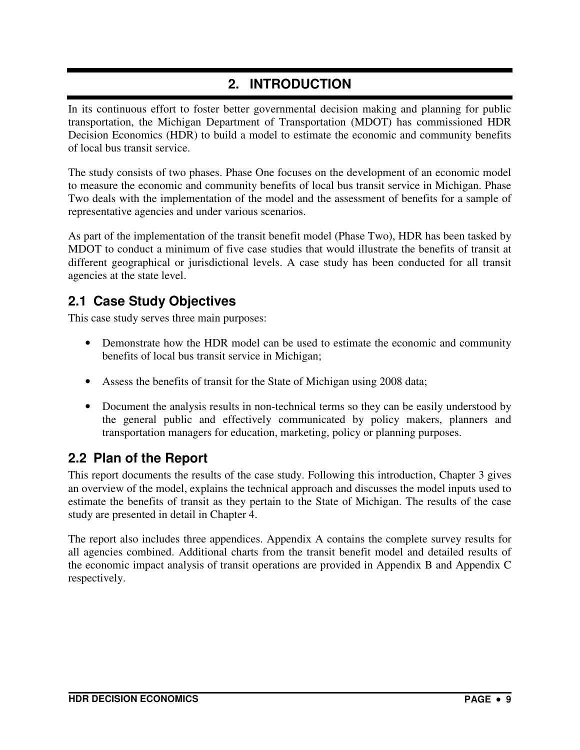# 2. INTRODUCTION

In its continuous effort to foster better governmental decision making and planning for public transportation, the Michigan Department of Transportation (MDOT) has commissioned HDR Decision Economics (HDR) to build a model to estimate the economic and community benefits of local bus transit service.

The study consists of two phases. Phase One focuses on the development of an economic model to measure the economic and community benefits of local bus transit service in Michigan. Phase Two deals with the implementation of the model and the assessment of benefits for a sample of representative agencies and under various scenarios.

As part of the implementation of the transit benefit model (Phase Two), HDR has been tasked by MDOT to conduct a minimum of five case studies that would illustrate the benefits of transit at different geographical or jurisdictional levels. A case study has been conducted for all transit agencies at the state level.

## 2.1 Case Study Objectives

This case study serves three main purposes:

- Demonstrate how the HDR model can be used to estimate the economic and community benefits of local bus transit service in Michigan;
- Assess the benefits of transit for the State of Michigan using 2008 data;
- Document the analysis results in non-technical terms so they can be easily understood by the general public and effectively communicated by policy makers, planners and transportation managers for education, marketing, policy or planning purposes.

## 2.2 Plan of the Report

This report documents the results of the case study. Following this introduction, Chapter 3 gives an overview of the model, explains the technical approach and discusses the model inputs used to estimate the benefits of transit as they pertain to the State of Michigan. The results of the case study are presented in detail in Chapter 4.

The report also includes three appendices. Appendix A contains the complete survey results for all agencies combined. Additional charts from the transit benefit model and detailed results of the economic impact analysis of transit operations are provided in Appendix B and Appendix C respectively.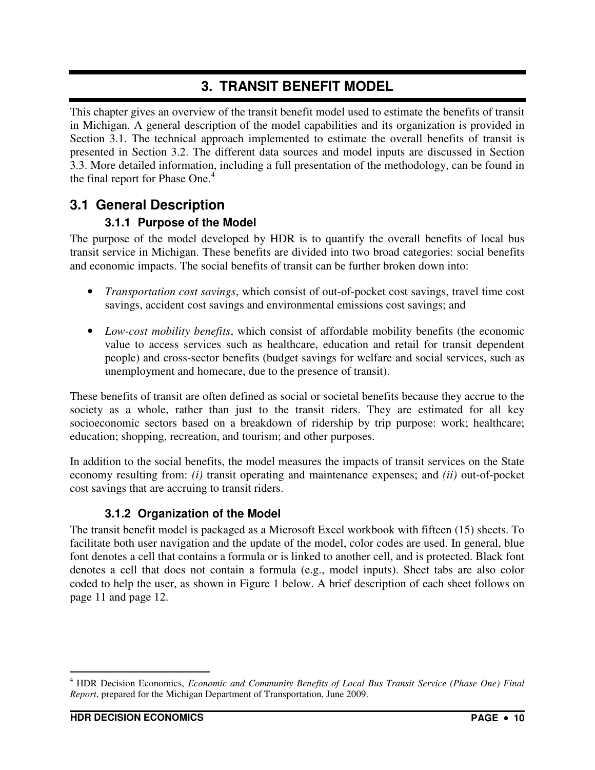# 3. TRANSIT BENEFIT MODEL

This chapter gives an overview of the transit benefit model used to estimate the benefits of transit in Michigan. A general description of the model capabilities and its organization is provided in Section 3.1. The technical approach implemented to estimate the overall benefits of transit is presented in Section 3.2. The different data sources and model inputs are discussed in Section 3.3. More detailed information, including a full presentation of the methodology, can be found in the final report for Phase One.[4]

## 3.1 General Description

### 3.1.1 Purpose of the Model

The purpose of the model developed by HDR is to quantify the overall benefits of local bus transit service in Michigan. These benefits are divided into two broad categories: social benefits and economic impacts. The social benefits of transit can be further broken down into:

- *Transportation cost savings*, which consist of out-of-pocket cost savings, travel time cost savings, accident cost savings and environmental emissions cost savings; and
- *Low-cost mobility benefits*, which consist of affordable mobility benefits (the economic value to access services such as healthcare, education and retail for transit dependent people) and cross-sector benefits (budget savings for welfare and social services, such as unemployment and homecare, due to the presence of transit).

These benefits of transit are often defined as social or societal benefits because they accrue to the society as a whole, rather than just to the transit riders. They are estimated for all key socioeconomic sectors based on a breakdown of ridership by trip purpose: work; healthcare; education; shopping, recreation, and tourism; and other purposes.

In addition to the social benefits, the model measures the impacts of transit services on the State economy resulting from: *(i)* transit operating and maintenance expenses; and *(ii)* out-of-pocket cost savings that are accruing to transit riders.

### 3.1.2 Organization of the Model

The transit benefit model is packaged as a Microsoft Excel workbook with fifteen (15) sheets. To facilitate both user navigation and the update of the model, color codes are used. In general, blue font denotes a cell that contains a formula or is linked to another cell, and is protected. Black font denotes a cell that does not contain a formula (e.g., model inputs). Sheet tabs are also color coded to help the user, as shown in Figure 1 below. A brief description of each sheet follows on page 11 and page 12.

---

[4] HDR Decision Economics, *Economic and Community Benefits of Local Bus Transit Service (Phase One) Final Report*, prepared for the Michigan Department of Transportation, June 2009.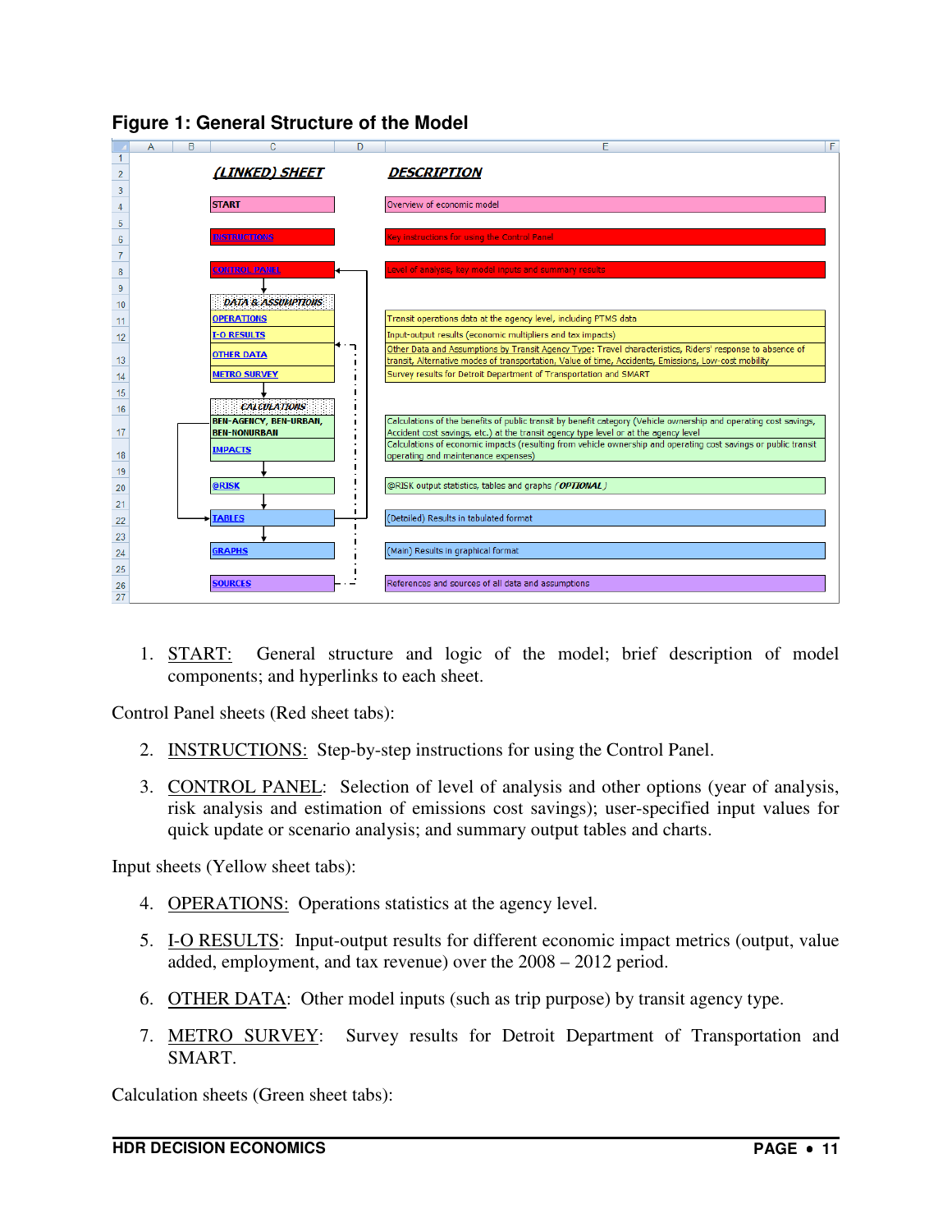**Figure 1: General Structure of the Model**

| (LINKED) SHEET | DESCRIPTION |
|---|---|
| START | Overview of economic model |
| INSTRUCTIONS | Key instructions for using the Control Panel |
| CONTROL PANEL | Level of analysis, key model inputs and summary results |
| *DATA & ASSUMPTIONS* | |
| OPERATIONS | Transit operations data at the agency level, including PTMS data |
| I-O RESULTS | Input-output results (economic multipliers and tax impacts) |
| OTHER DATA | Other Data and Assumptions by Transit Agency Type: Travel characteristics, Riders' response to absence of transit, Alternative modes of transportation, Value of time, Accidents, Emissions, Low-cost mobility |
| METRO SURVEY | Survey results for Detroit Department of Transportation and SMART |
| *CALCULATIONS* | |
| BEN-AGENCY, BEN-URBAN, BEN-NONURBAN | Calculations of the benefits of public transit by benefit category (Vehicle ownership and operating cost savings, Accident cost savings, etc.) at the transit agency type level or at the agency level |
| IMPACTS | Calculations of economic impacts (resulting from vehicle ownership and operating cost savings or public transit operating and maintenance expenses) |
| @RISK | @RISK output statistics, tables and graphs (*OPTIONAL*) |
| TABLES | (Detailed) Results in tabulated format |
| GRAPHS | (Main) Results in graphical format |
| SOURCES | References and sources of all data and assumptions |

1. START: General structure and logic of the model; brief description of model components; and hyperlinks to each sheet.

Control Panel sheets (Red sheet tabs):

2. INSTRUCTIONS: Step-by-step instructions for using the Control Panel.

3. CONTROL PANEL: Selection of level of analysis and other options (year of analysis, risk analysis and estimation of emissions cost savings); user-specified input values for quick update or scenario analysis; and summary output tables and charts.

Input sheets (Yellow sheet tabs):

4. OPERATIONS: Operations statistics at the agency level.

5. I-O RESULTS: Input-output results for different economic impact metrics (output, value added, employment, and tax revenue) over the 2008 – 2012 period.

6. OTHER DATA: Other model inputs (such as trip purpose) by transit agency type.

7. METRO SURVEY: Survey results for Detroit Department of Transportation and SMART.

Calculation sheets (Green sheet tabs):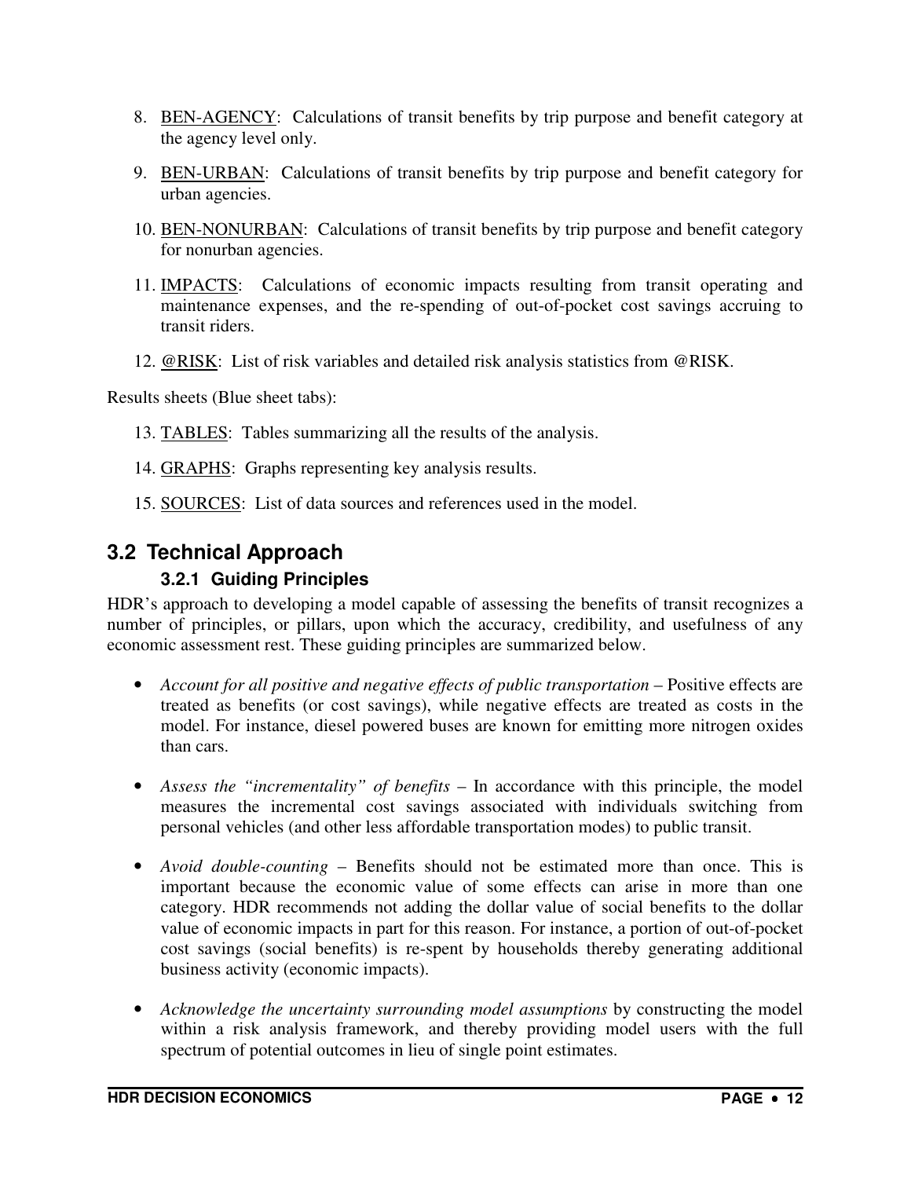8. BEN-AGENCY: Calculations of transit benefits by trip purpose and benefit category at the agency level only.

9. BEN-URBAN: Calculations of transit benefits by trip purpose and benefit category for urban agencies.

10. BEN-NONURBAN: Calculations of transit benefits by trip purpose and benefit category for nonurban agencies.

11. IMPACTS: Calculations of economic impacts resulting from transit operating and maintenance expenses, and the re-spending of out-of-pocket cost savings accruing to transit riders.

12. @RISK: List of risk variables and detailed risk analysis statistics from @RISK.

Results sheets (Blue sheet tabs):

13. TABLES: Tables summarizing all the results of the analysis.

14. GRAPHS: Graphs representing key analysis results.

15. SOURCES: List of data sources and references used in the model.

## 3.2 Technical Approach

### 3.2.1 Guiding Principles

HDR's approach to developing a model capable of assessing the benefits of transit recognizes a number of principles, or pillars, upon which the accuracy, credibility, and usefulness of any economic assessment rest. These guiding principles are summarized below.

- *Account for all positive and negative effects of public transportation* – Positive effects are treated as benefits (or cost savings), while negative effects are treated as costs in the model. For instance, diesel powered buses are known for emitting more nitrogen oxides than cars.

- *Assess the "incrementality" of benefits* – In accordance with this principle, the model measures the incremental cost savings associated with individuals switching from personal vehicles (and other less affordable transportation modes) to public transit.

- *Avoid double-counting* – Benefits should not be estimated more than once. This is important because the economic value of some effects can arise in more than one category. HDR recommends not adding the dollar value of social benefits to the dollar value of economic impacts in part for this reason. For instance, a portion of out-of-pocket cost savings (social benefits) is re-spent by households thereby generating additional business activity (economic impacts).

- *Acknowledge the uncertainty surrounding model assumptions* by constructing the model within a risk analysis framework, and thereby providing model users with the full spectrum of potential outcomes in lieu of single point estimates.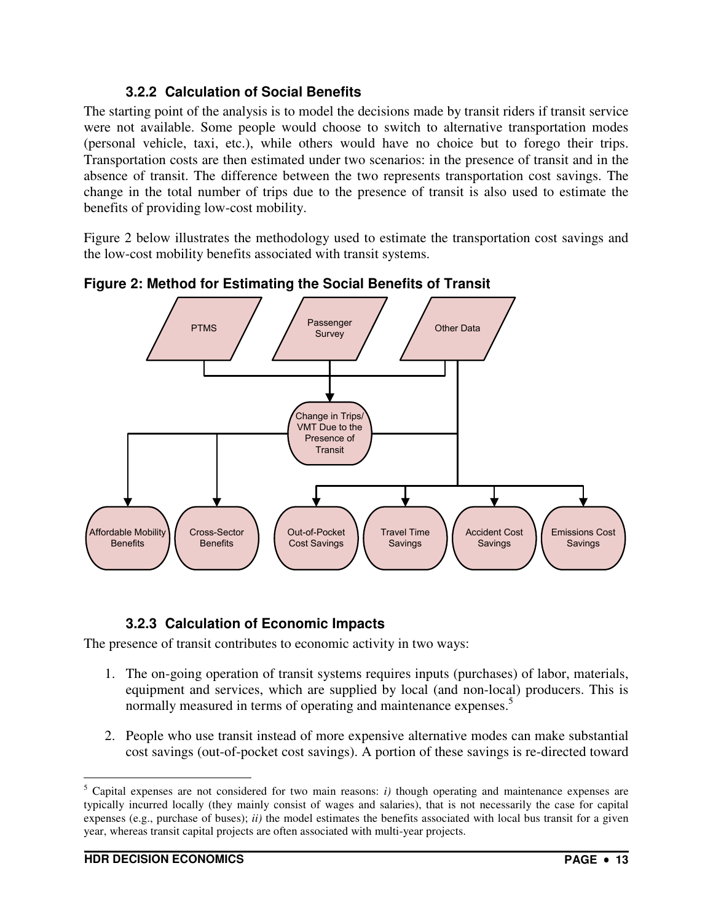### 3.2.2 Calculation of Social Benefits

The starting point of the analysis is to model the decisions made by transit riders if transit service were not available. Some people would choose to switch to alternative transportation modes (personal vehicle, taxi, etc.), while others would have no choice but to forego their trips. Transportation costs are then estimated under two scenarios: in the presence of transit and in the absence of transit. The difference between the two represents transportation cost savings. The change in the total number of trips due to the presence of transit is also used to estimate the benefits of providing low-cost mobility.

Figure 2 below illustrates the methodology used to estimate the transportation cost savings and the low-cost mobility benefits associated with transit systems.

**Figure 2: Method for Estimating the Social Benefits of Transit**

PTMS | Passenger Survey | Other Data

Change in Trips/ VMT Due to the Presence of Transit

Affordable Mobility Benefits | Cross-Sector Benefits | Out-of-Pocket Cost Savings | Travel Time Savings | Accident Cost Savings | Emissions Cost Savings

### 3.2.3 Calculation of Economic Impacts

The presence of transit contributes to economic activity in two ways:

1. The on-going operation of transit systems requires inputs (purchases) of labor, materials, equipment and services, which are supplied by local (and non-local) producers. This is normally measured in terms of operating and maintenance expenses.[5]

2. People who use transit instead of more expensive alternative modes can make substantial cost savings (out-of-pocket cost savings). A portion of these savings is re-directed toward

[5] Capital expenses are not considered for two main reasons: *i)* though operating and maintenance expenses are typically incurred locally (they mainly consist of wages and salaries), that is not necessarily the case for capital expenses (e.g., purchase of buses); *ii)* the model estimates the benefits associated with local bus transit for a given year, whereas transit capital projects are often associated with multi-year projects.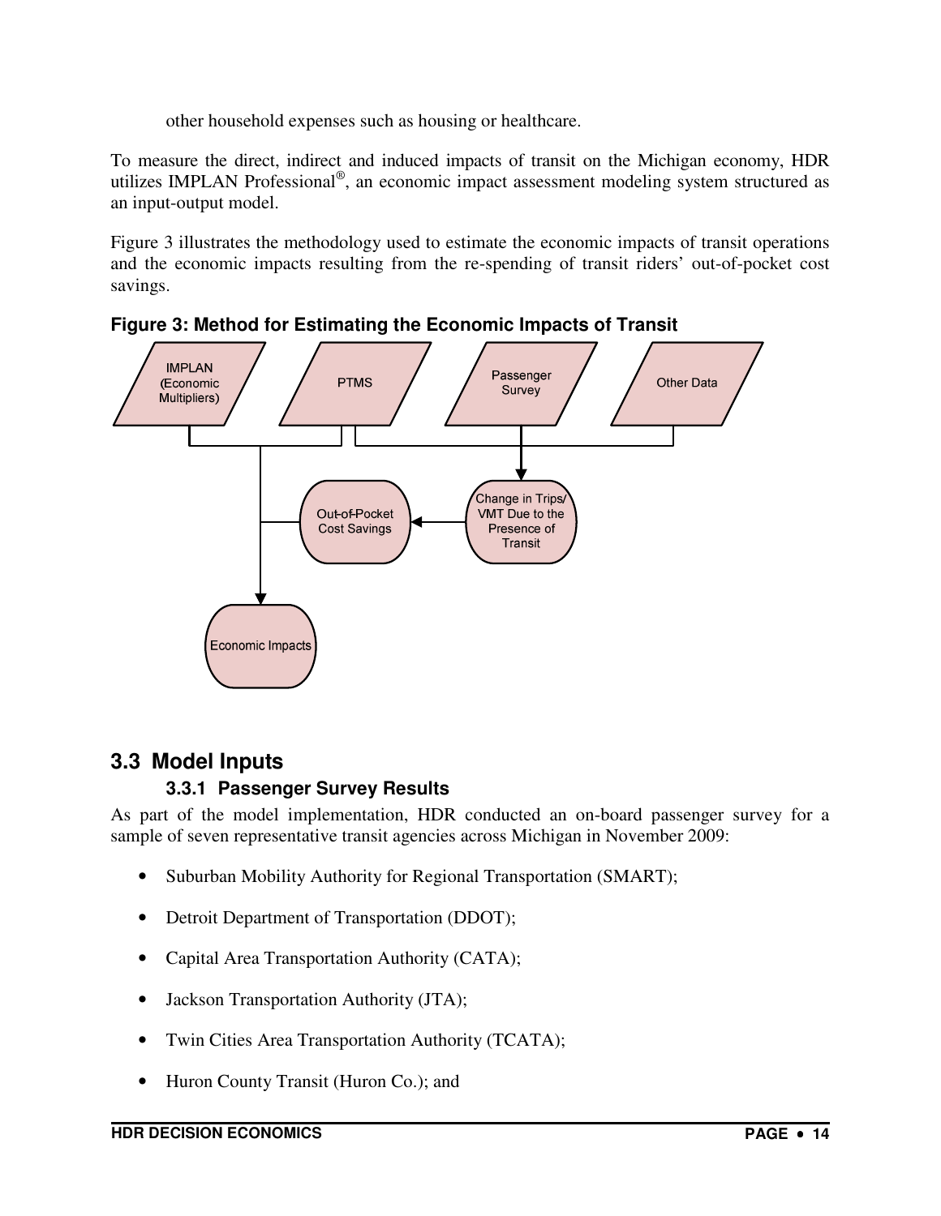other household expenses such as housing or healthcare.

To measure the direct, indirect and induced impacts of transit on the Michigan economy, HDR utilizes IMPLAN Professional®, an economic impact assessment modeling system structured as an input-output model.

Figure 3 illustrates the methodology used to estimate the economic impacts of transit operations and the economic impacts resulting from the re-spending of transit riders' out-of-pocket cost savings.

**Figure 3: Method for Estimating the Economic Impacts of Transit**

## 3.3 Model Inputs

### 3.3.1 Passenger Survey Results

As part of the model implementation, HDR conducted an on-board passenger survey for a sample of seven representative transit agencies across Michigan in November 2009:

- Suburban Mobility Authority for Regional Transportation (SMART);
- Detroit Department of Transportation (DDOT);
- Capital Area Transportation Authority (CATA);
- Jackson Transportation Authority (JTA);
- Twin Cities Area Transportation Authority (TCATA);
- Huron County Transit (Huron Co.); and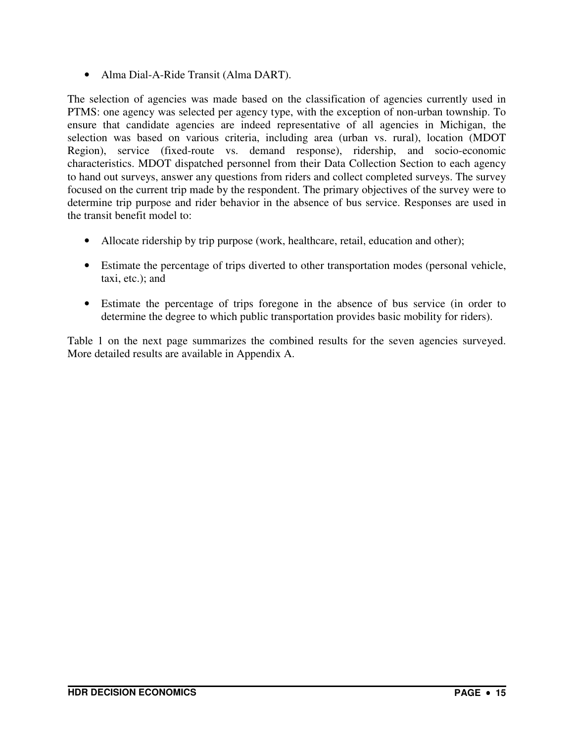- Alma Dial-A-Ride Transit (Alma DART).

The selection of agencies was made based on the classification of agencies currently used in PTMS: one agency was selected per agency type, with the exception of non-urban township. To ensure that candidate agencies are indeed representative of all agencies in Michigan, the selection was based on various criteria, including area (urban vs. rural), location (MDOT Region), service (fixed-route vs. demand response), ridership, and socio-economic characteristics. MDOT dispatched personnel from their Data Collection Section to each agency to hand out surveys, answer any questions from riders and collect completed surveys. The survey focused on the current trip made by the respondent. The primary objectives of the survey were to determine trip purpose and rider behavior in the absence of bus service. Responses are used in the transit benefit model to:

- Allocate ridership by trip purpose (work, healthcare, retail, education and other);
- Estimate the percentage of trips diverted to other transportation modes (personal vehicle, taxi, etc.); and
- Estimate the percentage of trips foregone in the absence of bus service (in order to determine the degree to which public transportation provides basic mobility for riders).

Table 1 on the next page summarizes the combined results for the seven agencies surveyed. More detailed results are available in Appendix A.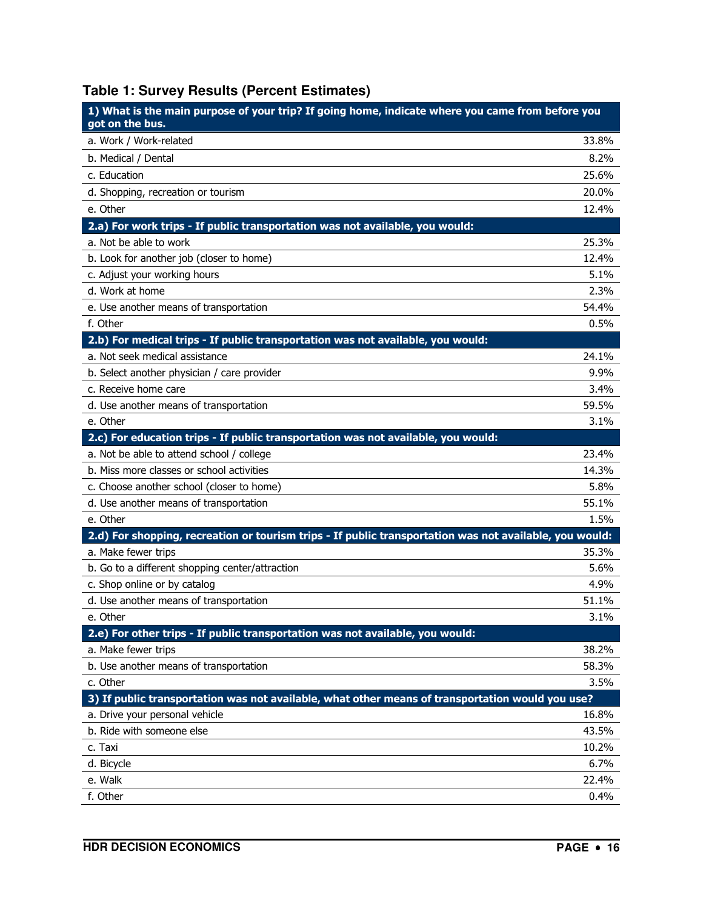## Table 1: Survey Results (Percent Estimates)

| **1) What is the main purpose of your trip? If going home, indicate where you came from before you got on the bus.** | |
|---|---|
| a. Work / Work-related | 33.8% |
| b. Medical / Dental | 8.2% |
| c. Education | 25.6% |
| d. Shopping, recreation or tourism | 20.0% |
| e. Other | 12.4% |
| **2.a) For work trips - If public transportation was not available, you would:** | |
| a. Not be able to work | 25.3% |
| b. Look for another job (closer to home) | 12.4% |
| c. Adjust your working hours | 5.1% |
| d. Work at home | 2.3% |
| e. Use another means of transportation | 54.4% |
| f. Other | 0.5% |
| **2.b) For medical trips - If public transportation was not available, you would:** | |
| a. Not seek medical assistance | 24.1% |
| b. Select another physician / care provider | 9.9% |
| c. Receive home care | 3.4% |
| d. Use another means of transportation | 59.5% |
| e. Other | 3.1% |
| **2.c) For education trips - If public transportation was not available, you would:** | |
| a. Not be able to attend school / college | 23.4% |
| b. Miss more classes or school activities | 14.3% |
| c. Choose another school (closer to home) | 5.8% |
| d. Use another means of transportation | 55.1% |
| e. Other | 1.5% |
| **2.d) For shopping, recreation or tourism trips - If public transportation was not available, you would:** | |
| a. Make fewer trips | 35.3% |
| b. Go to a different shopping center/attraction | 5.6% |
| c. Shop online or by catalog | 4.9% |
| d. Use another means of transportation | 51.1% |
| e. Other | 3.1% |
| **2.e) For other trips - If public transportation was not available, you would:** | |
| a. Make fewer trips | 38.2% |
| b. Use another means of transportation | 58.3% |
| c. Other | 3.5% |
| **3) If public transportation was not available, what other means of transportation would you use?** | |
| a. Drive your personal vehicle | 16.8% |
| b. Ride with someone else | 43.5% |
| c. Taxi | 10.2% |
| d. Bicycle | 6.7% |
| e. Walk | 22.4% |
| f. Other | 0.4% |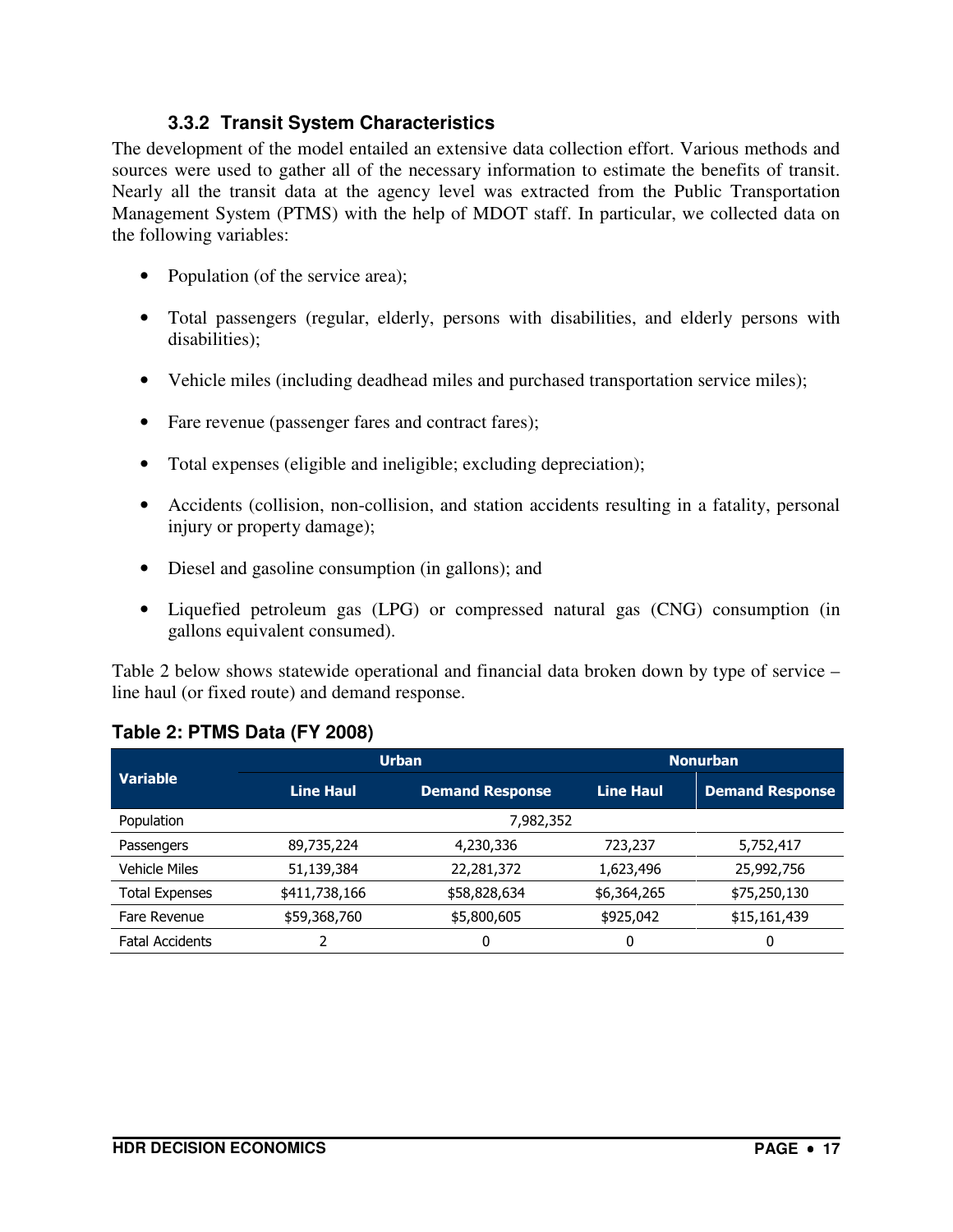### 3.3.2 Transit System Characteristics

The development of the model entailed an extensive data collection effort. Various methods and sources were used to gather all of the necessary information to estimate the benefits of transit. Nearly all the transit data at the agency level was extracted from the Public Transportation Management System (PTMS) with the help of MDOT staff. In particular, we collected data on the following variables:

- Population (of the service area);
- Total passengers (regular, elderly, persons with disabilities, and elderly persons with disabilities);
- Vehicle miles (including deadhead miles and purchased transportation service miles);
- Fare revenue (passenger fares and contract fares);
- Total expenses (eligible and ineligible; excluding depreciation);
- Accidents (collision, non-collision, and station accidents resulting in a fatality, personal injury or property damage);
- Diesel and gasoline consumption (in gallons); and
- Liquefied petroleum gas (LPG) or compressed natural gas (CNG) consumption (in gallons equivalent consumed).

Table 2 below shows statewide operational and financial data broken down by type of service – line haul (or fixed route) and demand response.

**Table 2: PTMS Data (FY 2008)**

| Variable | Urban | | Nonurban | |
|---|---|---|---|---|
| | Line Haul | Demand Response | Line Haul | Demand Response |
| Population | 7,982,352 | | | |
| Passengers | 89,735,224 | 4,230,336 | 723,237 | 5,752,417 |
| Vehicle Miles | 51,139,384 | 22,281,372 | 1,623,496 | 25,992,756 |
| Total Expenses | $411,738,166 | $58,828,634 | $6,364,265 | $75,250,130 |
| Fare Revenue | $59,368,760 | $5,800,605 | $925,042 | $15,161,439 |
| Fatal Accidents | 2 | 0 | 0 | 0 |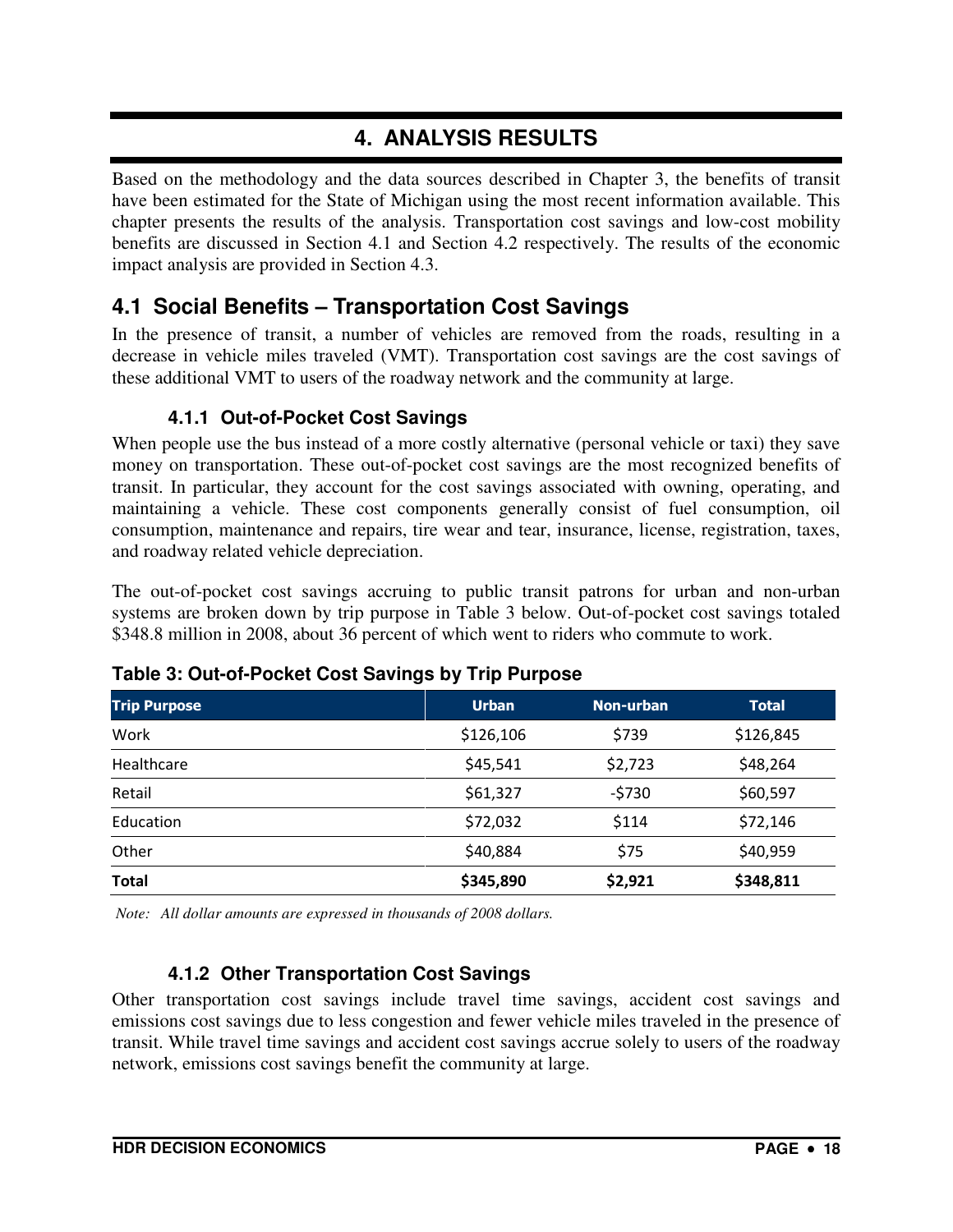# 4. ANALYSIS RESULTS

Based on the methodology and the data sources described in Chapter 3, the benefits of transit have been estimated for the State of Michigan using the most recent information available. This chapter presents the results of the analysis. Transportation cost savings and low-cost mobility benefits are discussed in Section 4.1 and Section 4.2 respectively. The results of the economic impact analysis are provided in Section 4.3.

## 4.1 Social Benefits – Transportation Cost Savings

In the presence of transit, a number of vehicles are removed from the roads, resulting in a decrease in vehicle miles traveled (VMT). Transportation cost savings are the cost savings of these additional VMT to users of the roadway network and the community at large.

### 4.1.1 Out-of-Pocket Cost Savings

When people use the bus instead of a more costly alternative (personal vehicle or taxi) they save money on transportation. These out-of-pocket cost savings are the most recognized benefits of transit. In particular, they account for the cost savings associated with owning, operating, and maintaining a vehicle. These cost components generally consist of fuel consumption, oil consumption, maintenance and repairs, tire wear and tear, insurance, license, registration, taxes, and roadway related vehicle depreciation.

The out-of-pocket cost savings accruing to public transit patrons for urban and non-urban systems are broken down by trip purpose in Table 3 below. Out-of-pocket cost savings totaled $348.8 million in 2008, about 36 percent of which went to riders who commute to work.

**Table 3: Out-of-Pocket Cost Savings by Trip Purpose**

| Trip Purpose | Urban | Non-urban | Total |
|---|---|---|---|
| Work | $126,106 | $739 | $126,845 |
| Healthcare | $45,541 | $2,723 | $48,264 |
| Retail | $61,327 | -$730 | $60,597 |
| Education | $72,032 | $114 | $72,146 |
| Other | $40,884 | $75 | $40,959 |
| **Total** | **$345,890** | **$2,921** | **$348,811** |

*Note: All dollar amounts are expressed in thousands of 2008 dollars.*

### 4.1.2 Other Transportation Cost Savings

Other transportation cost savings include travel time savings, accident cost savings and emissions cost savings due to less congestion and fewer vehicle miles traveled in the presence of transit. While travel time savings and accident cost savings accrue solely to users of the roadway network, emissions cost savings benefit the community at large.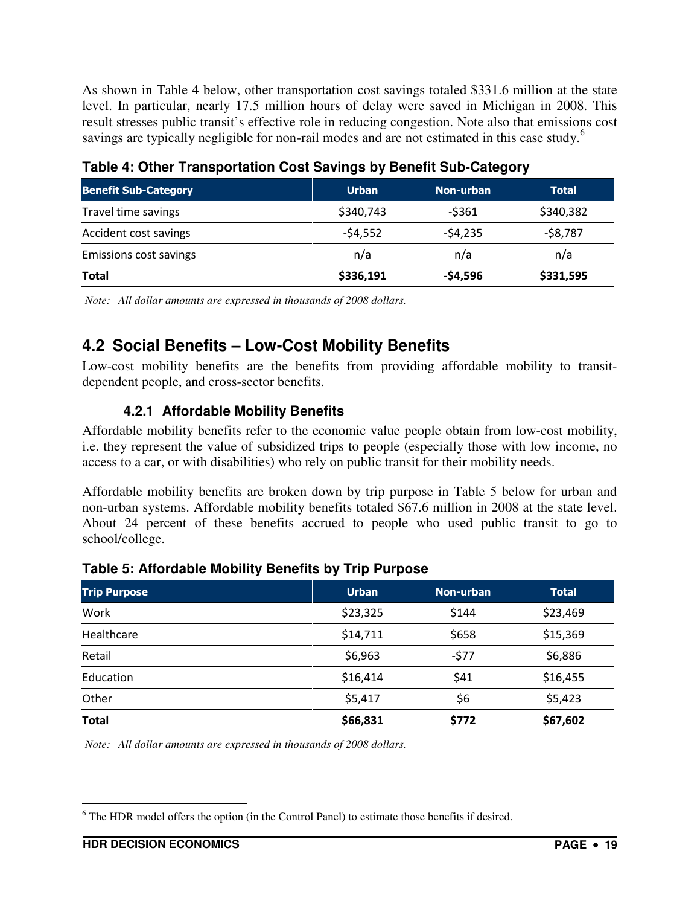As shown in Table 4 below, other transportation cost savings totaled $331.6 million at the state level. In particular, nearly 17.5 million hours of delay were saved in Michigan in 2008. This result stresses public transit's effective role in reducing congestion. Note also that emissions cost savings are typically negligible for non-rail modes and are not estimated in this case study.[6]

**Table 4: Other Transportation Cost Savings by Benefit Sub-Category**

| Benefit Sub-Category | Urban | Non-urban | Total |
|---|---|---|---|
| Travel time savings | $340,743 | -$361 | $340,382 |
| Accident cost savings | -$4,552 | -$4,235 | -$8,787 |
| Emissions cost savings | n/a | n/a | n/a |
| **Total** | **$336,191** | **-$4,596** | **$331,595** |

*Note: All dollar amounts are expressed in thousands of 2008 dollars.*

## 4.2 Social Benefits – Low-Cost Mobility Benefits

Low-cost mobility benefits are the benefits from providing affordable mobility to transit-dependent people, and cross-sector benefits.

### 4.2.1 Affordable Mobility Benefits

Affordable mobility benefits refer to the economic value people obtain from low-cost mobility, i.e. they represent the value of subsidized trips to people (especially those with low income, no access to a car, or with disabilities) who rely on public transit for their mobility needs.

Affordable mobility benefits are broken down by trip purpose in Table 5 below for urban and non-urban systems. Affordable mobility benefits totaled $67.6 million in 2008 at the state level. About 24 percent of these benefits accrued to people who used public transit to go to school/college.

**Table 5: Affordable Mobility Benefits by Trip Purpose**

| Trip Purpose | Urban | Non-urban | Total |
|---|---|---|---|
| Work | $23,325 | $144 | $23,469 |
| Healthcare | $14,711 | $658 | $15,369 |
| Retail | $6,963 | -$77 | $6,886 |
| Education | $16,414 | $41 | $16,455 |
| Other | $5,417 | $6 | $5,423 |
| **Total** | **$66,831** | **$772** | **$67,602** |

*Note: All dollar amounts are expressed in thousands of 2008 dollars.*

---

[6] The HDR model offers the option (in the Control Panel) to estimate those benefits if desired.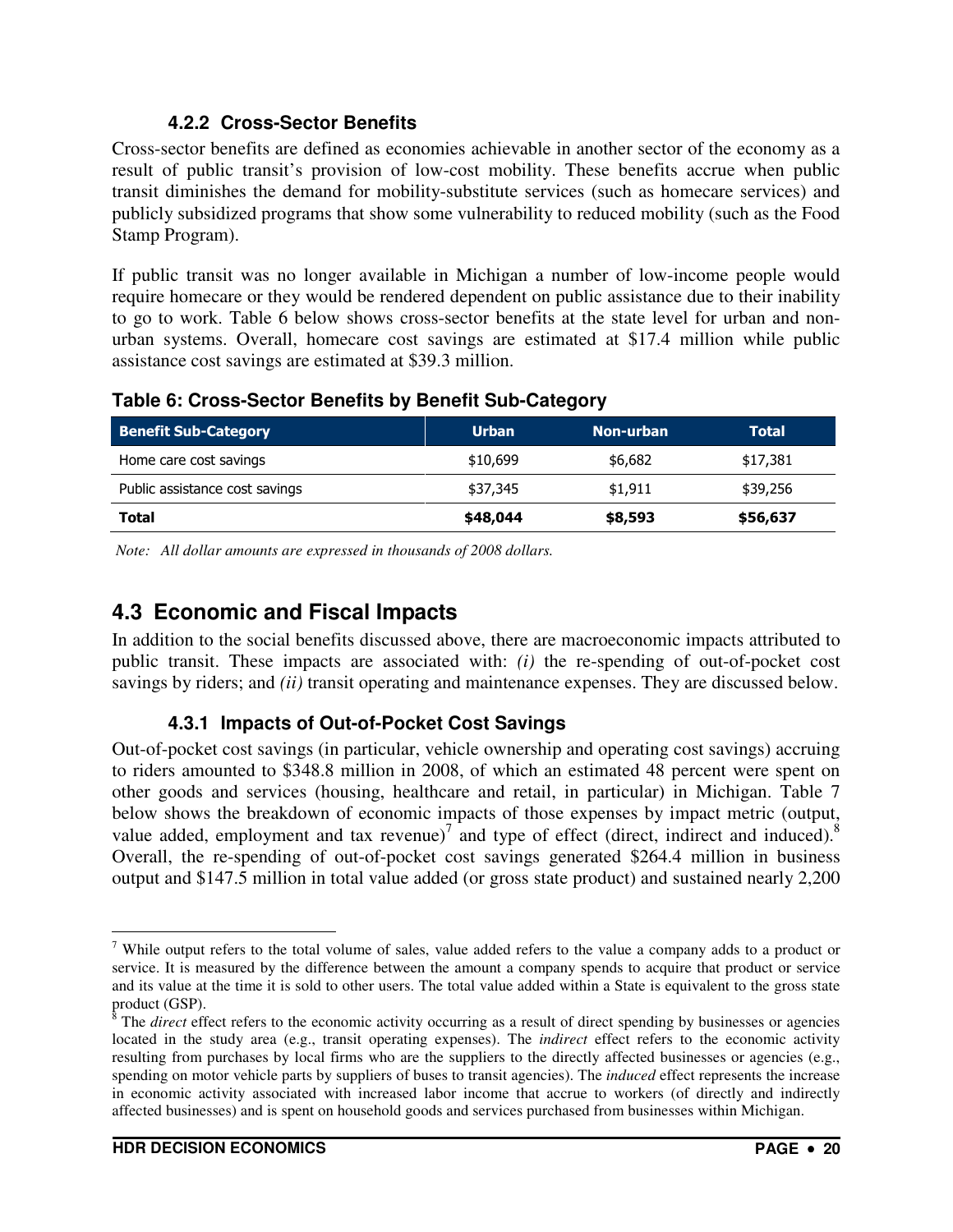### 4.2.2 Cross-Sector Benefits

Cross-sector benefits are defined as economies achievable in another sector of the economy as a result of public transit's provision of low-cost mobility. These benefits accrue when public transit diminishes the demand for mobility-substitute services (such as homecare services) and publicly subsidized programs that show some vulnerability to reduced mobility (such as the Food Stamp Program).

If public transit was no longer available in Michigan a number of low-income people would require homecare or they would be rendered dependent on public assistance due to their inability to go to work. Table 6 below shows cross-sector benefits at the state level for urban and non-urban systems. Overall, homecare cost savings are estimated at $17.4 million while public assistance cost savings are estimated at $39.3 million.

**Table 6: Cross-Sector Benefits by Benefit Sub-Category**

| Benefit Sub-Category | Urban | Non-urban | Total |
|---|---|---|---|
| Home care cost savings | $10,699 | $6,682 | $17,381 |
| Public assistance cost savings | $37,345 | $1,911 | $39,256 |
| **Total** | **$48,044** | **$8,593** | **$56,637** |

*Note: All dollar amounts are expressed in thousands of 2008 dollars.*

## 4.3 Economic and Fiscal Impacts

In addition to the social benefits discussed above, there are macroeconomic impacts attributed to public transit. These impacts are associated with: *(i)* the re-spending of out-of-pocket cost savings by riders; and *(ii)* transit operating and maintenance expenses. They are discussed below.

### 4.3.1 Impacts of Out-of-Pocket Cost Savings

Out-of-pocket cost savings (in particular, vehicle ownership and operating cost savings) accruing to riders amounted to $348.8 million in 2008, of which an estimated 48 percent were spent on other goods and services (housing, healthcare and retail, in particular) in Michigan. Table 7 below shows the breakdown of economic impacts of those expenses by impact metric (output, value added, employment and tax revenue)[7] and type of effect (direct, indirect and induced).[8] Overall, the re-spending of out-of-pocket cost savings generated $264.4 million in business output and $147.5 million in total value added (or gross state product) and sustained nearly 2,200

---

[7] While output refers to the total volume of sales, value added refers to the value a company adds to a product or service. It is measured by the difference between the amount a company spends to acquire that product or service and its value at the time it is sold to other users. The total value added within a State is equivalent to the gross state product (GSP).

[8] The *direct* effect refers to the economic activity occurring as a result of direct spending by businesses or agencies located in the study area (e.g., transit operating expenses). The *indirect* effect refers to the economic activity resulting from purchases by local firms who are the suppliers to the directly affected businesses or agencies (e.g., spending on motor vehicle parts by suppliers of buses to transit agencies). The *induced* effect represents the increase in economic activity associated with increased labor income that accrue to workers (of directly and indirectly affected businesses) and is spent on household goods and services purchased from businesses within Michigan.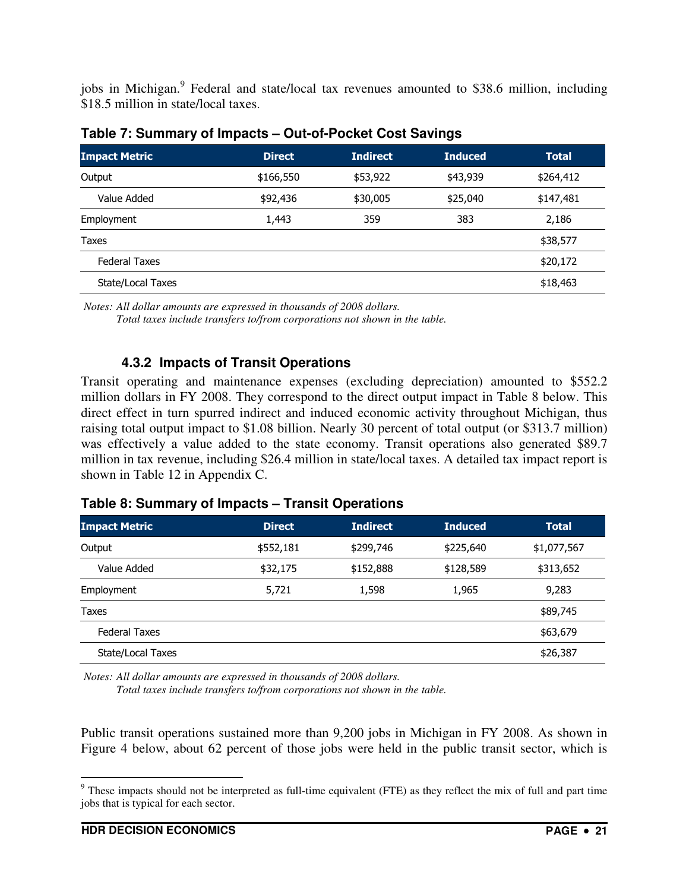jobs in Michigan.[9] Federal and state/local tax revenues amounted to $38.6 million, including $18.5 million in state/local taxes.

**Table 7: Summary of Impacts – Out-of-Pocket Cost Savings**

| Impact Metric | Direct | Indirect | Induced | Total |
|---|---|---|---|---|
| Output | $166,550 | $53,922 | $43,939 | $264,412 |
| Value Added | $92,436 | $30,005 | $25,040 | $147,481 |
| Employment | 1,443 | 359 | 383 | 2,186 |
| Taxes | | | | $38,577 |
| Federal Taxes | | | | $20,172 |
| State/Local Taxes | | | | $18,463 |

*Notes: All dollar amounts are expressed in thousands of 2008 dollars.*
*Total taxes include transfers to/from corporations not shown in the table.*

### 4.3.2 Impacts of Transit Operations

Transit operating and maintenance expenses (excluding depreciation) amounted to $552.2 million dollars in FY 2008. They correspond to the direct output impact in Table 8 below. This direct effect in turn spurred indirect and induced economic activity throughout Michigan, thus raising total output impact to $1.08 billion. Nearly 30 percent of total output (or $313.7 million) was effectively a value added to the state economy. Transit operations also generated $89.7 million in tax revenue, including $26.4 million in state/local taxes. A detailed tax impact report is shown in Table 12 in Appendix C.

**Table 8: Summary of Impacts – Transit Operations**

| Impact Metric | Direct | Indirect | Induced | Total |
|---|---|---|---|---|
| Output | $552,181 | $299,746 | $225,640 | $1,077,567 |
| Value Added | $32,175 | $152,888 | $128,589 | $313,652 |
| Employment | 5,721 | 1,598 | 1,965 | 9,283 |
| Taxes | | | | $89,745 |
| Federal Taxes | | | | $63,679 |
| State/Local Taxes | | | | $26,387 |

*Notes: All dollar amounts are expressed in thousands of 2008 dollars.*
*Total taxes include transfers to/from corporations not shown in the table.*

Public transit operations sustained more than 9,200 jobs in Michigan in FY 2008. As shown in Figure 4 below, about 62 percent of those jobs were held in the public transit sector, which is

[9] These impacts should not be interpreted as full-time equivalent (FTE) as they reflect the mix of full and part time jobs that is typical for each sector.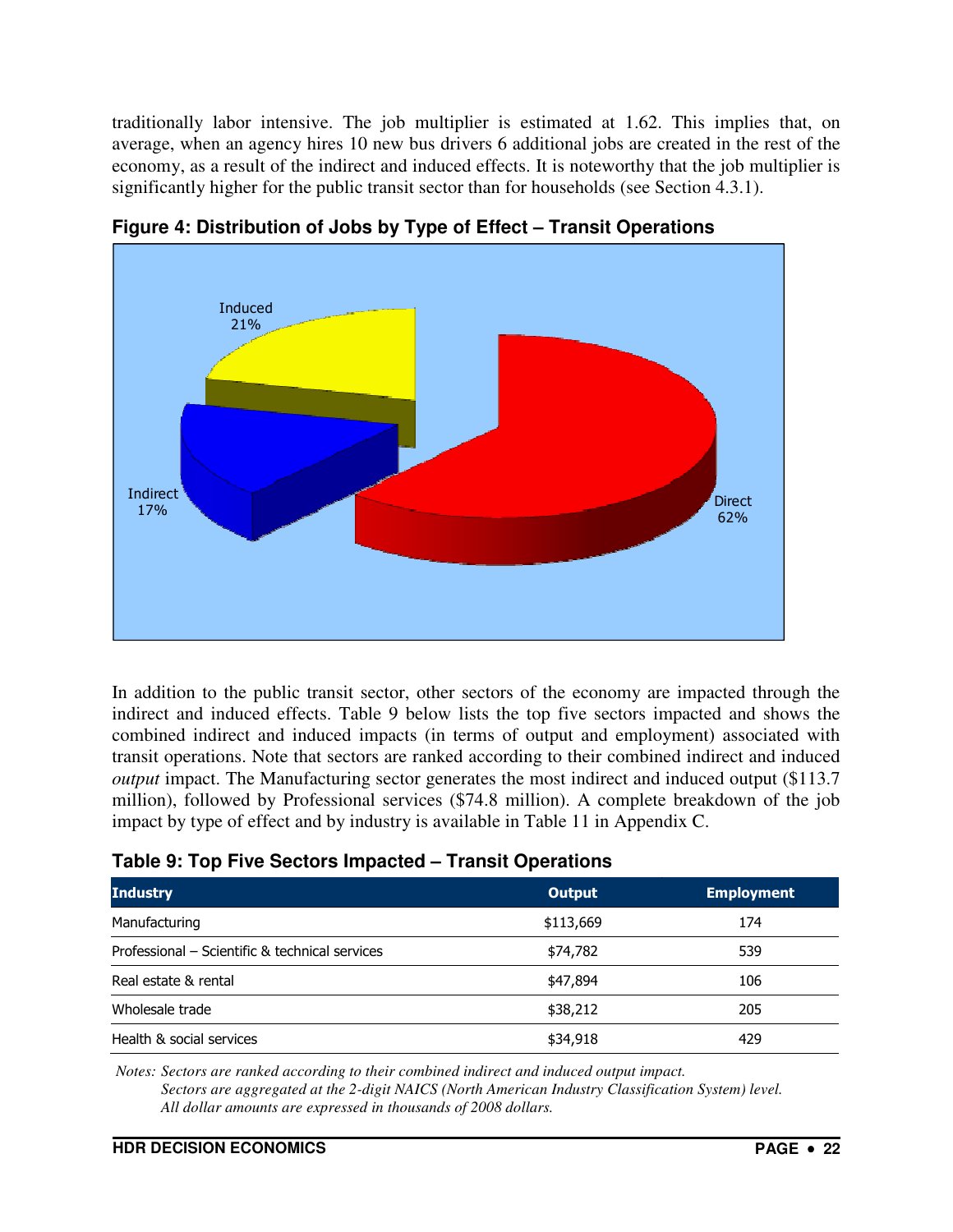traditionally labor intensive. The job multiplier is estimated at 1.62. This implies that, on average, when an agency hires 10 new bus drivers 6 additional jobs are created in the rest of the economy, as a result of the indirect and induced effects. It is noteworthy that the job multiplier is significantly higher for the public transit sector than for households (see Section 4.3.1).

**Figure 4: Distribution of Jobs by Type of Effect – Transit Operations**

Induced 21%

Indirect 17%

Direct 62%

In addition to the public transit sector, other sectors of the economy are impacted through the indirect and induced effects. Table 9 below lists the top five sectors impacted and shows the combined indirect and induced impacts (in terms of output and employment) associated with transit operations. Note that sectors are ranked according to their combined indirect and induced *output* impact. The Manufacturing sector generates the most indirect and induced output ($113.7 million), followed by Professional services ($74.8 million). A complete breakdown of the job impact by type of effect and by industry is available in Table 11 in Appendix C.

**Table 9: Top Five Sectors Impacted – Transit Operations**

| Industry | Output | Employment |
|---|---|---|
| Manufacturing | $113,669 | 174 |
| Professional – Scientific & technical services | $74,782 | 539 |
| Real estate & rental | $47,894 | 106 |
| Wholesale trade | $38,212 | 205 |
| Health & social services | $34,918 | 429 |

*Notes: Sectors are ranked according to their combined indirect and induced output impact.*
*Sectors are aggregated at the 2-digit NAICS (North American Industry Classification System) level.*
*All dollar amounts are expressed in thousands of 2008 dollars.*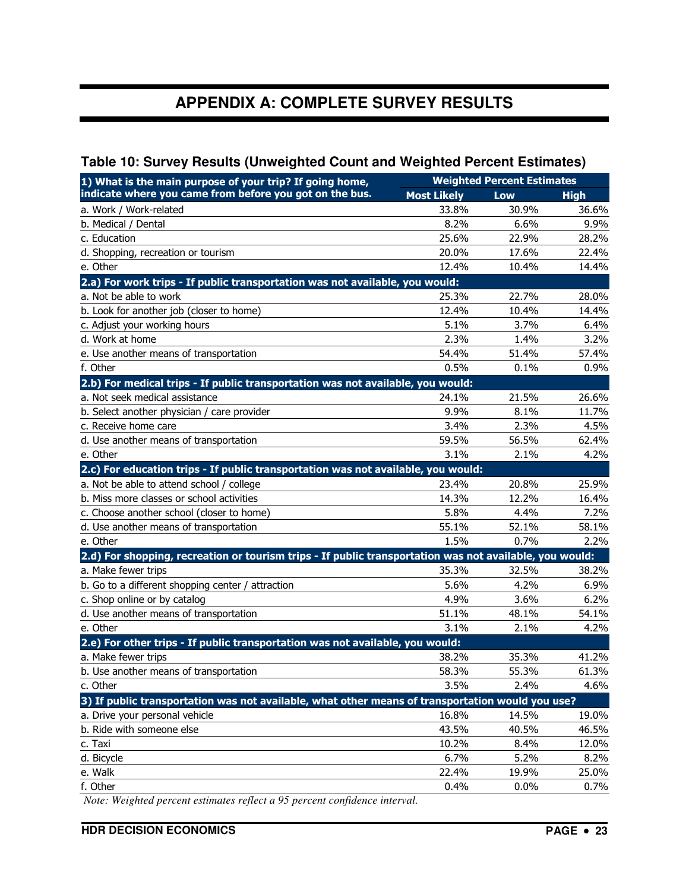# APPENDIX A: COMPLETE SURVEY RESULTS

## Table 10: Survey Results (Unweighted Count and Weighted Percent Estimates)

| 1) What is the main purpose of your trip? If going home, indicate where you came from before you got on the bus. | Weighted Percent Estimates | | |
|---|---|---|---|
| | Most Likely | Low | High |
| a. Work / Work-related | 33.8% | 30.9% | 36.6% |
| b. Medical / Dental | 8.2% | 6.6% | 9.9% |
| c. Education | 25.6% | 22.9% | 28.2% |
| d. Shopping, recreation or tourism | 20.0% | 17.6% | 22.4% |
| e. Other | 12.4% | 10.4% | 14.4% |
| **2.a) For work trips - If public transportation was not available, you would:** | | | |
| a. Not be able to work | 25.3% | 22.7% | 28.0% |
| b. Look for another job (closer to home) | 12.4% | 10.4% | 14.4% |
| c. Adjust your working hours | 5.1% | 3.7% | 6.4% |
| d. Work at home | 2.3% | 1.4% | 3.2% |
| e. Use another means of transportation | 54.4% | 51.4% | 57.4% |
| f. Other | 0.5% | 0.1% | 0.9% |
| **2.b) For medical trips - If public transportation was not available, you would:** | | | |
| a. Not seek medical assistance | 24.1% | 21.5% | 26.6% |
| b. Select another physician / care provider | 9.9% | 8.1% | 11.7% |
| c. Receive home care | 3.4% | 2.3% | 4.5% |
| d. Use another means of transportation | 59.5% | 56.5% | 62.4% |
| e. Other | 3.1% | 2.1% | 4.2% |
| **2.c) For education trips - If public transportation was not available, you would:** | | | |
| a. Not be able to attend school / college | 23.4% | 20.8% | 25.9% |
| b. Miss more classes or school activities | 14.3% | 12.2% | 16.4% |
| c. Choose another school (closer to home) | 5.8% | 4.4% | 7.2% |
| d. Use another means of transportation | 55.1% | 52.1% | 58.1% |
| e. Other | 1.5% | 0.7% | 2.2% |
| **2.d) For shopping, recreation or tourism trips - If public transportation was not available, you would:** | | | |
| a. Make fewer trips | 35.3% | 32.5% | 38.2% |
| b. Go to a different shopping center / attraction | 5.6% | 4.2% | 6.9% |
| c. Shop online or by catalog | 4.9% | 3.6% | 6.2% |
| d. Use another means of transportation | 51.1% | 48.1% | 54.1% |
| e. Other | 3.1% | 2.1% | 4.2% |
| **2.e) For other trips - If public transportation was not available, you would:** | | | |
| a. Make fewer trips | 38.2% | 35.3% | 41.2% |
| b. Use another means of transportation | 58.3% | 55.3% | 61.3% |
| c. Other | 3.5% | 2.4% | 4.6% |
| **3) If public transportation was not available, what other means of transportation would you use?** | | | |
| a. Drive your personal vehicle | 16.8% | 14.5% | 19.0% |
| b. Ride with someone else | 43.5% | 40.5% | 46.5% |
| c. Taxi | 10.2% | 8.4% | 12.0% |
| d. Bicycle | 6.7% | 5.2% | 8.2% |
| e. Walk | 22.4% | 19.9% | 25.0% |
| f. Other | 0.4% | 0.0% | 0.7% |

*Note: Weighted percent estimates reflect a 95 percent confidence interval.*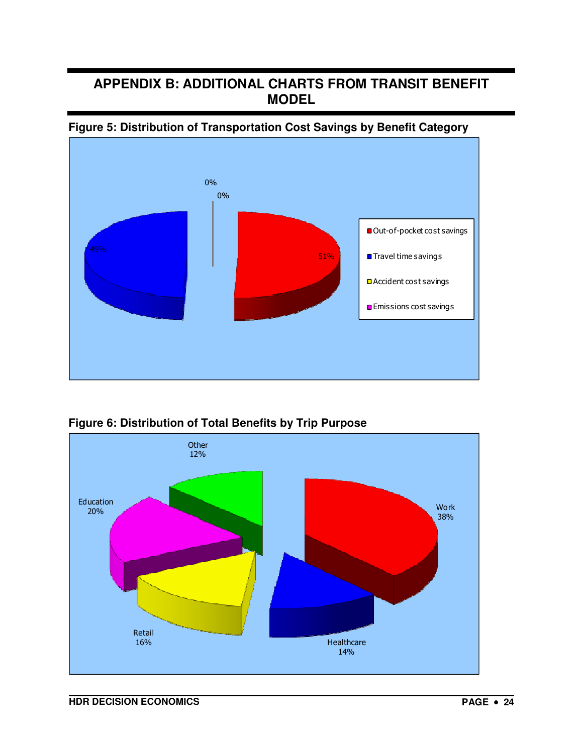# APPENDIX B: ADDITIONAL CHARTS FROM TRANSIT BENEFIT MODEL

**Figure 5: Distribution of Transportation Cost Savings by Benefit Category**

0%
0%
49%
51%

- Out-of-pocket cost savings
- Travel time savings
- Accident cost savings
- Emissions cost savings

**Figure 6: Distribution of Total Benefits by Trip Purpose**

Other 12%
Education 20%
Work 38%
Retail 16%
Healthcare 14%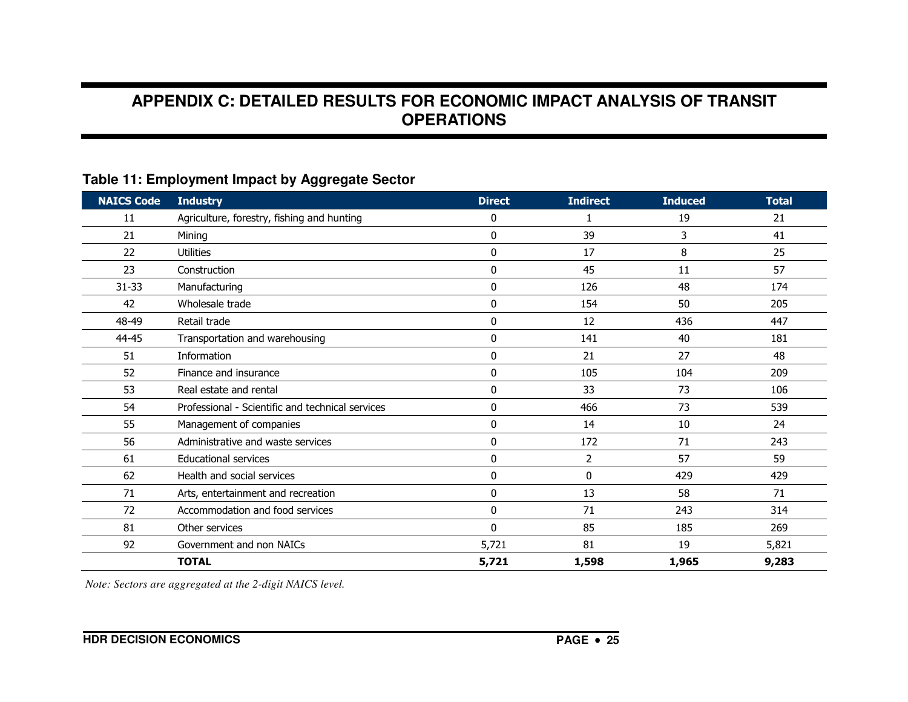# APPENDIX C: DETAILED RESULTS FOR ECONOMIC IMPACT ANALYSIS OF TRANSIT OPERATIONS

### Table 11: Employment Impact by Aggregate Sector

| NAICS Code | Industry | Direct | Indirect | Induced | Total |
|---|---|---|---|---|---|
| 11 | Agriculture, forestry, fishing and hunting | 0 | 1 | 19 | 21 |
| 21 | Mining | 0 | 39 | 3 | 41 |
| 22 | Utilities | 0 | 17 | 8 | 25 |
| 23 | Construction | 0 | 45 | 11 | 57 |
| 31-33 | Manufacturing | 0 | 126 | 48 | 174 |
| 42 | Wholesale trade | 0 | 154 | 50 | 205 |
| 48-49 | Retail trade | 0 | 12 | 436 | 447 |
| 44-45 | Transportation and warehousing | 0 | 141 | 40 | 181 |
| 51 | Information | 0 | 21 | 27 | 48 |
| 52 | Finance and insurance | 0 | 105 | 104 | 209 |
| 53 | Real estate and rental | 0 | 33 | 73 | 106 |
| 54 | Professional - Scientific and technical services | 0 | 466 | 73 | 539 |
| 55 | Management of companies | 0 | 14 | 10 | 24 |
| 56 | Administrative and waste services | 0 | 172 | 71 | 243 |
| 61 | Educational services | 0 | 2 | 57 | 59 |
| 62 | Health and social services | 0 | 0 | 429 | 429 |
| 71 | Arts, entertainment and recreation | 0 | 13 | 58 | 71 |
| 72 | Accommodation and food services | 0 | 71 | 243 | 314 |
| 81 | Other services | 0 | 85 | 185 | 269 |
| 92 | Government and non NAICs | 5,721 | 81 | 19 | 5,821 |
| | **TOTAL** | **5,721** | **1,598** | **1,965** | **9,283** |

*Note: Sectors are aggregated at the 2-digit NAICS level.*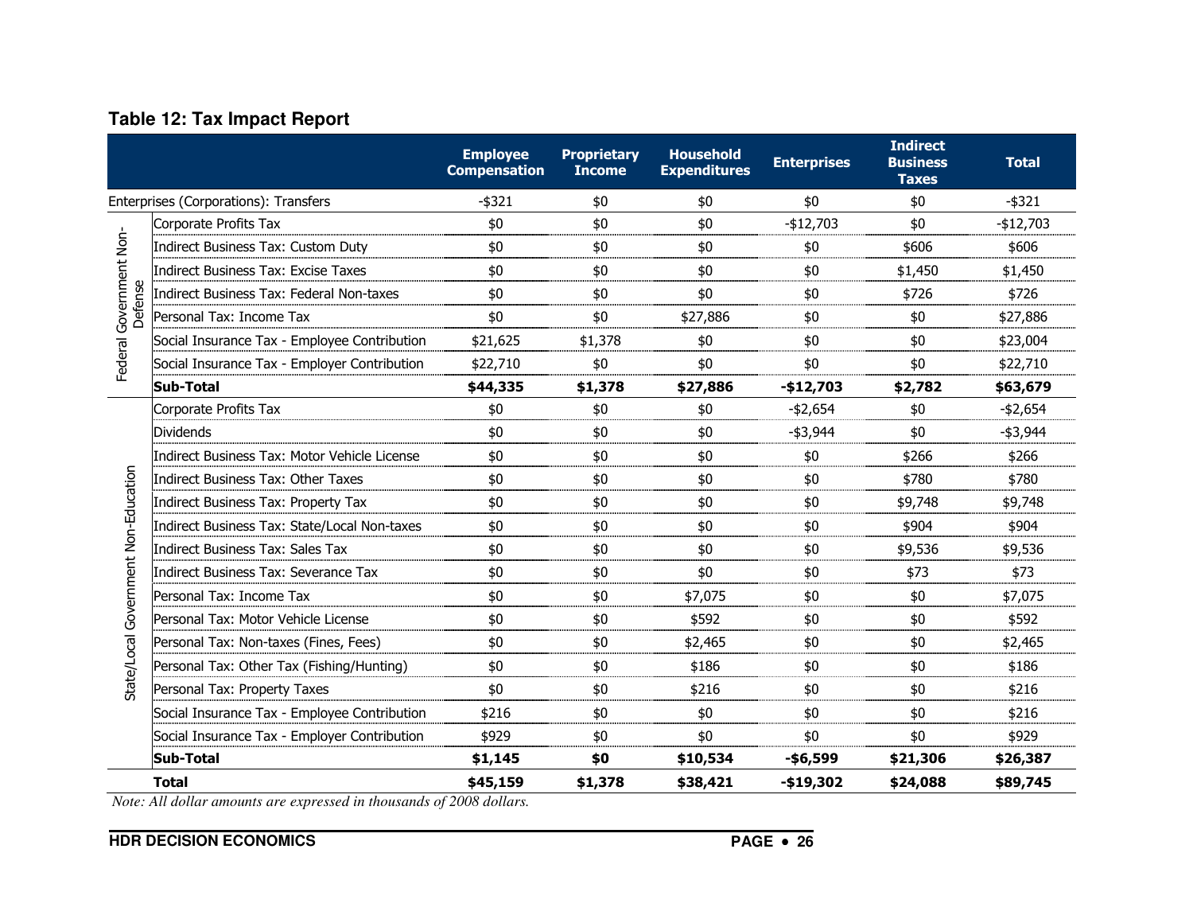## Table 12: Tax Impact Report

| | | Employee Compensation | Proprietary Income | Household Expenditures | Enterprises | Indirect Business Taxes | Total |
|---|---|---|---|---|---|---|---|
| Enterprises (Corporations): Transfers | | -$321 | $0 | $0 | $0 | $0 | -$321 |
| Federal Government Non-Defense | Corporate Profits Tax | $0 | $0 | $0 | -$12,703 | $0 | -$12,703 |
| | Indirect Business Tax: Custom Duty | $0 | $0 | $0 | $0 | $606 | $606 |
| | Indirect Business Tax: Excise Taxes | $0 | $0 | $0 | $0 | $1,450 | $1,450 |
| | Indirect Business Tax: Federal Non-taxes | $0 | $0 | $0 | $0 | $726 | $726 |
| | Personal Tax: Income Tax | $0 | $0 | $27,886 | $0 | $0 | $27,886 |
| | Social Insurance Tax - Employee Contribution | $21,625 | $1,378 | $0 | $0 | $0 | $23,004 |
| | Social Insurance Tax - Employer Contribution | $22,710 | $0 | $0 | $0 | $0 | $22,710 |
| | **Sub-Total** | **$44,335** | **$1,378** | **$27,886** | **-$12,703** | **$2,782** | **$63,679** |
| State/Local Government Non-Education | Corporate Profits Tax | $0 | $0 | $0 | -$2,654 | $0 | -$2,654 |
| | Dividends | $0 | $0 | $0 | -$3,944 | $0 | -$3,944 |
| | Indirect Business Tax: Motor Vehicle License | $0 | $0 | $0 | $0 | $266 | $266 |
| | Indirect Business Tax: Other Taxes | $0 | $0 | $0 | $0 | $780 | $780 |
| | Indirect Business Tax: Property Tax | $0 | $0 | $0 | $0 | $9,748 | $9,748 |
| | Indirect Business Tax: State/Local Non-taxes | $0 | $0 | $0 | $0 | $904 | $904 |
| | Indirect Business Tax: Sales Tax | $0 | $0 | $0 | $0 | $9,536 | $9,536 |
| | Indirect Business Tax: Severance Tax | $0 | $0 | $0 | $0 | $73 | $73 |
| | Personal Tax: Income Tax | $0 | $0 | $7,075 | $0 | $0 | $7,075 |
| | Personal Tax: Motor Vehicle License | $0 | $0 | $592 | $0 | $0 | $592 |
| | Personal Tax: Non-taxes (Fines, Fees) | $0 | $0 | $2,465 | $0 | $0 | $2,465 |
| | Personal Tax: Other Tax (Fishing/Hunting) | $0 | $0 | $186 | $0 | $0 | $186 |
| | Personal Tax: Property Taxes | $0 | $0 | $216 | $0 | $0 | $216 |
| | Social Insurance Tax - Employee Contribution | $216 | $0 | $0 | $0 | $0 | $216 |
| | Social Insurance Tax - Employer Contribution | $929 | $0 | $0 | $0 | $0 | $929 |
| | **Sub-Total** | **$1,145** | **$0** | **$10,534** | **-$6,599** | **$21,306** | **$26,387** |
| | **Total** | **$45,159** | **$1,378** | **$38,421** | **-$19,302** | **$24,088** | **$89,745** |

*Note: All dollar amounts are expressed in thousands of 2008 dollars.*